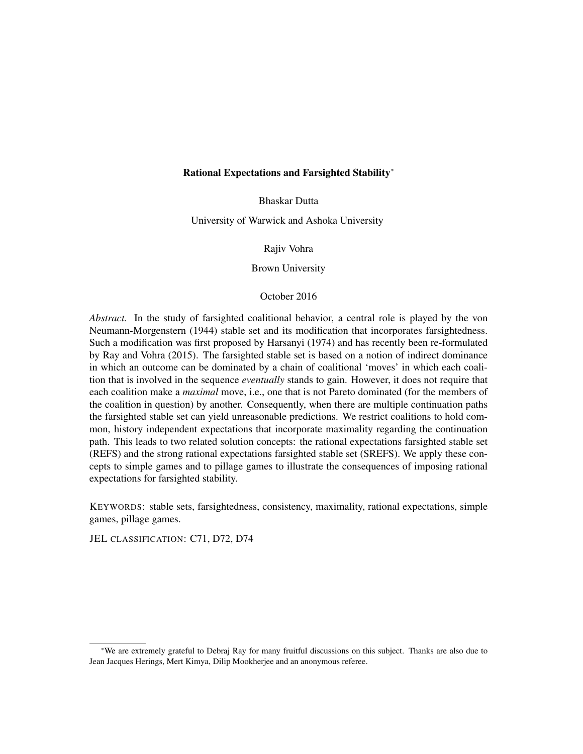# Rational Expectations and Farsighted Stability*

Bhaskar Dutta

University of Warwick and Ashoka University

Rajiv Vohra

Brown University

October 2016

*Abstract.* In the study of farsighted coalitional behavior, a central role is played by the von Neumann-Morgenstern (1944) stable set and its modification that incorporates farsightedness. Such a modification was first proposed by Harsanyi (1974) and has recently been re-formulated by Ray and Vohra (2015). The farsighted stable set is based on a notion of indirect dominance in which an outcome can be dominated by a chain of coalitional 'moves' in which each coalition that is involved in the sequence *eventually* stands to gain. However, it does not require that each coalition make a *maximal* move, i.e., one that is not Pareto dominated (for the members of the coalition in question) by another. Consequently, when there are multiple continuation paths the farsighted stable set can yield unreasonable predictions. We restrict coalitions to hold common, history independent expectations that incorporate maximality regarding the continuation path. This leads to two related solution concepts: the rational expectations farsighted stable set (REFS) and the strong rational expectations farsighted stable set (SREFS). We apply these concepts to simple games and to pillage games to illustrate the consequences of imposing rational expectations for farsighted stability.

KEYWORDS: stable sets, farsightedness, consistency, maximality, rational expectations, simple games, pillage games.

JEL CLASSIFICATION: C71, D72, D74

---

*We are extremely grateful to Debraj Ray for many fruitful discussions on this subject. Thanks are also due to Jean Jacques Herings, Mert Kimya, Dilip Mookherjee and an anonymous referee.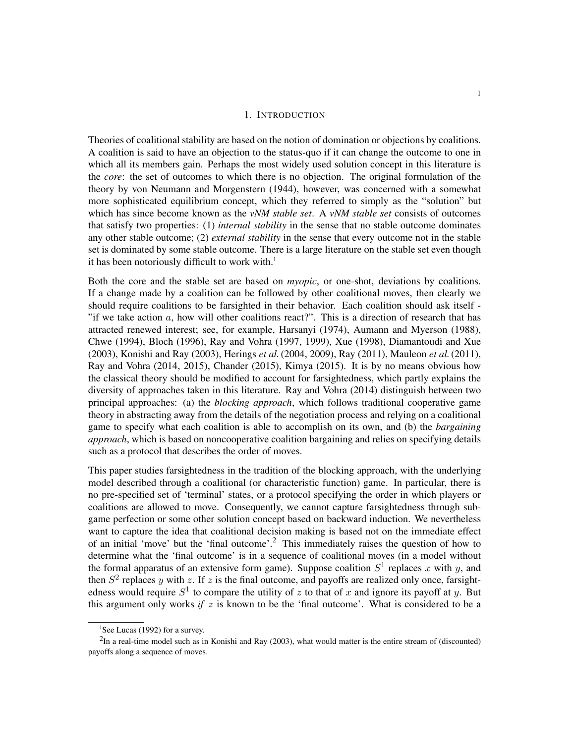# 1. Introduction

Theories of coalitional stability are based on the notion of domination or objections by coalitions. A coalition is said to have an objection to the status-quo if it can change the outcome to one in which all its members gain. Perhaps the most widely used solution concept in this literature is the *core*: the set of outcomes to which there is no objection. The original formulation of the theory by von Neumann and Morgenstern (1944), however, was concerned with a somewhat more sophisticated equilibrium concept, which they referred to simply as the "solution" but which has since become known as the *vNM stable set*. A *vNM stable set* consists of outcomes that satisfy two properties: (1) *internal stability* in the sense that no stable outcome dominates any other stable outcome; (2) *external stability* in the sense that every outcome not in the stable set is dominated by some stable outcome. There is a large literature on the stable set even though it has been notoriously difficult to work with.[1]

Both the core and the stable set are based on *myopic*, or one-shot, deviations by coalitions. If a change made by a coalition can be followed by other coalitional moves, then clearly we should require coalitions to be farsighted in their behavior. Each coalition should ask itself - "if we take action $a$, how will other coalitions react?". This is a direction of research that has attracted renewed interest; see, for example, Harsanyi (1974), Aumann and Myerson (1988), Chwe (1994), Bloch (1996), Ray and Vohra (1997, 1999), Xue (1998), Diamantoudi and Xue (2003), Konishi and Ray (2003), Herings *et al.* (2004, 2009), Ray (2011), Mauleon *et al.* (2011), Ray and Vohra (2014, 2015), Chander (2015), Kimya (2015). It is by no means obvious how the classical theory should be modified to account for farsightedness, which partly explains the diversity of approaches taken in this literature. Ray and Vohra (2014) distinguish between two principal approaches: (a) the *blocking approach*, which follows traditional cooperative game theory in abstracting away from the details of the negotiation process and relying on a coalitional game to specify what each coalition is able to accomplish on its own, and (b) the *bargaining approach*, which is based on noncooperative coalition bargaining and relies on specifying details such as a protocol that describes the order of moves.

This paper studies farsightedness in the tradition of the blocking approach, with the underlying model described through a coalitional (or characteristic function) game. In particular, there is no pre-specified set of 'terminal' states, or a protocol specifying the order in which players or coalitions are allowed to move. Consequently, we cannot capture farsightedness through subgame perfection or some other solution concept based on backward induction. We nevertheless want to capture the idea that coalitional decision making is based not on the immediate effect of an initial 'move' but the 'final outcome'.[2] This immediately raises the question of how to determine what the 'final outcome' is in a sequence of coalitional moves (in a model without the formal apparatus of an extensive form game). Suppose coalition $S^1$ replaces $x$ with $y$, and then $S^2$ replaces $y$ with $z$. If $z$ is the final outcome, and payoffs are realized only once, farsightedness would require $S^1$ to compare the utility of $z$ to that of $x$ and ignore its payoff at $y$. But this argument only works *if* $z$ is known to be the 'final outcome'. What is considered to be a

[1] See Lucas (1992) for a survey.

[2] In a real-time model such as in Konishi and Ray (2003), what would matter is the entire stream of (discounted) payoffs along a sequence of moves.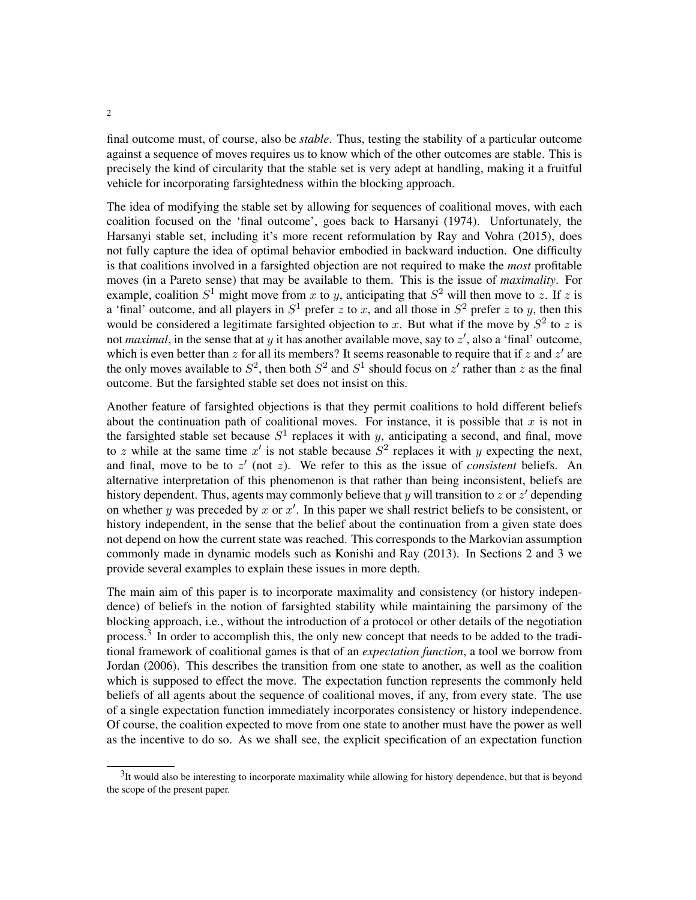final outcome must, of course, also be *stable*. Thus, testing the stability of a particular outcome against a sequence of moves requires us to know which of the other outcomes are stable. This is precisely the kind of circularity that the stable set is very adept at handling, making it a fruitful vehicle for incorporating farsightedness within the blocking approach.

The idea of modifying the stable set by allowing for sequences of coalitional moves, with each coalition focused on the 'final outcome', goes back to Harsanyi (1974). Unfortunately, the Harsanyi stable set, including it's more recent reformulation by Ray and Vohra (2015), does not fully capture the idea of optimal behavior embodied in backward induction. One difficulty is that coalitions involved in a farsighted objection are not required to make the *most* profitable moves (in a Pareto sense) that may be available to them. This is the issue of *maximality*. For example, coalition $S^1$ might move from $x$ to $y$, anticipating that $S^2$ will then move to $z$. If $z$ is a 'final' outcome, and all players in $S^1$ prefer $z$ to $x$, and all those in $S^2$ prefer $z$ to $y$, then this would be considered a legitimate farsighted objection to $x$. But what if the move by $S^2$ to $z$ is not *maximal*, in the sense that at $y$ it has another available move, say to $z'$, also a 'final' outcome, which is even better than $z$ for all its members? It seems reasonable to require that if $z$ and $z'$ are the only moves available to $S^2$, then both $S^2$ and $S^1$ should focus on $z'$ rather than $z$ as the final outcome. But the farsighted stable set does not insist on this.

Another feature of farsighted objections is that they permit coalitions to hold different beliefs about the continuation path of coalitional moves. For instance, it is possible that $x$ is not in the farsighted stable set because $S^1$ replaces it with $y$, anticipating a second, and final, move to $z$ while at the same time $x'$ is not stable because $S^2$ replaces it with $y$ expecting the next, and final, move to be to $z'$ (not $z$). We refer to this as the issue of *consistent* beliefs. An alternative interpretation of this phenomenon is that rather than being inconsistent, beliefs are history dependent. Thus, agents may commonly believe that $y$ will transition to $z$ or $z'$ depending on whether $y$ was preceded by $x$ or $x'$. In this paper we shall restrict beliefs to be consistent, or history independent, in the sense that the belief about the continuation from a given state does not depend on how the current state was reached. This corresponds to the Markovian assumption commonly made in dynamic models such as Konishi and Ray (2013). In Sections 2 and 3 we provide several examples to explain these issues in more depth.

The main aim of this paper is to incorporate maximality and consistency (or history independence) of beliefs in the notion of farsighted stability while maintaining the parsimony of the blocking approach, i.e., without the introduction of a protocol or other details of the negotiation process.[3] In order to accomplish this, the only new concept that needs to be added to the traditional framework of coalitional games is that of an *expectation function*, a tool we borrow from Jordan (2006). This describes the transition from one state to another, as well as the coalition which is supposed to effect the move. The expectation function represents the commonly held beliefs of all agents about the sequence of coalitional moves, if any, from every state. The use of a single expectation function immediately incorporates consistency or history independence. Of course, the coalition expected to move from one state to another must have the power as well as the incentive to do so. As we shall see, the explicit specification of an expectation function

[3] It would also be interesting to incorporate maximality while allowing for history dependence, but that is beyond the scope of the present paper.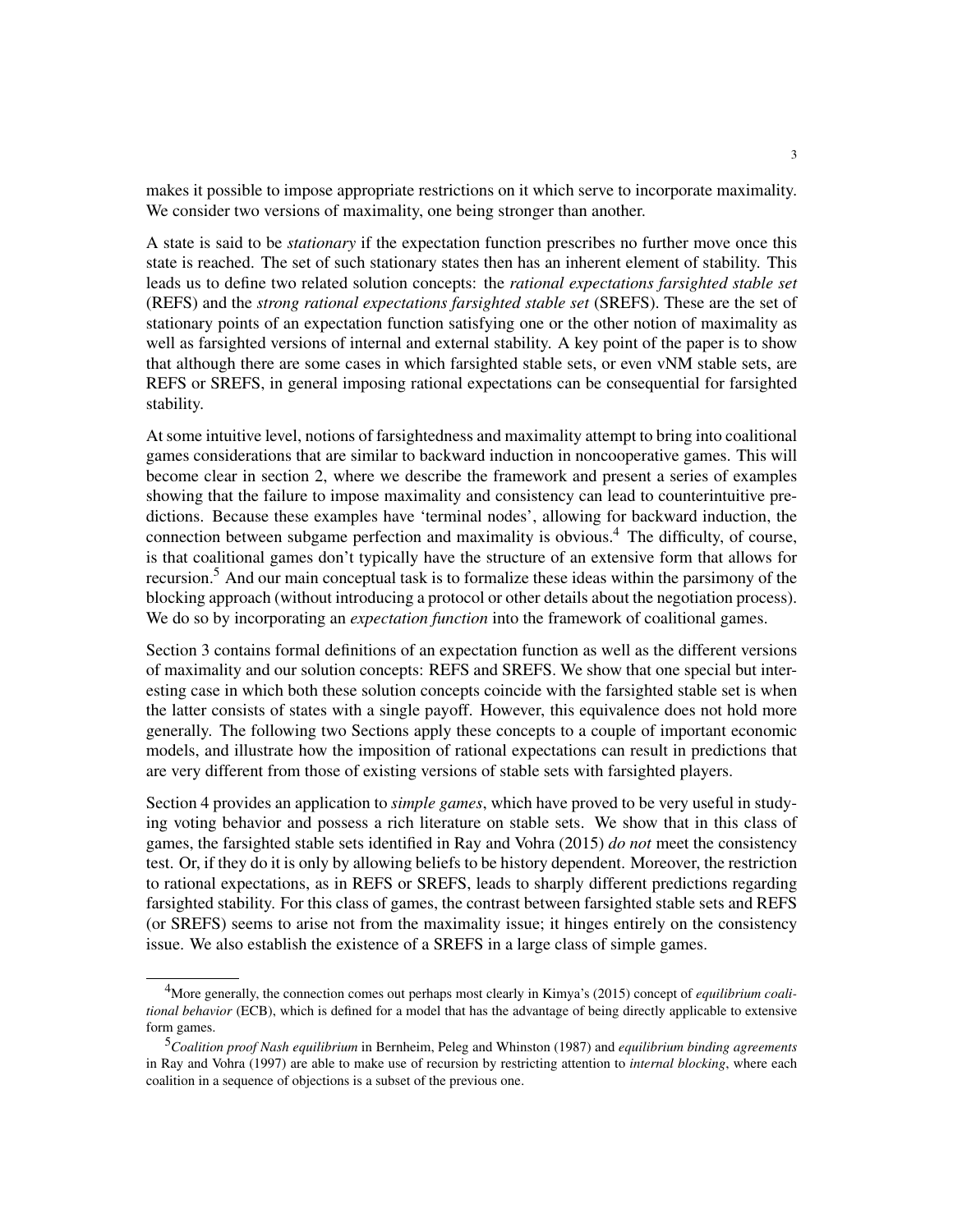makes it possible to impose appropriate restrictions on it which serve to incorporate maximality. We consider two versions of maximality, one being stronger than another.

A state is said to be *stationary* if the expectation function prescribes no further move once this state is reached. The set of such stationary states then has an inherent element of stability. This leads us to define two related solution concepts: the *rational expectations farsighted stable set* (REFS) and the *strong rational expectations farsighted stable set* (SREFS). These are the set of stationary points of an expectation function satisfying one or the other notion of maximality as well as farsighted versions of internal and external stability. A key point of the paper is to show that although there are some cases in which farsighted stable sets, or even vNM stable sets, are REFS or SREFS, in general imposing rational expectations can be consequential for farsighted stability.

At some intuitive level, notions of farsightedness and maximality attempt to bring into coalitional games considerations that are similar to backward induction in noncooperative games. This will become clear in section 2, where we describe the framework and present a series of examples showing that the failure to impose maximality and consistency can lead to counterintuitive predictions. Because these examples have 'terminal nodes', allowing for backward induction, the connection between subgame perfection and maximality is obvious.[4] The difficulty, of course, is that coalitional games don't typically have the structure of an extensive form that allows for recursion.[5] And our main conceptual task is to formalize these ideas within the parsimony of the blocking approach (without introducing a protocol or other details about the negotiation process). We do so by incorporating an *expectation function* into the framework of coalitional games.

Section 3 contains formal definitions of an expectation function as well as the different versions of maximality and our solution concepts: REFS and SREFS. We show that one special but interesting case in which both these solution concepts coincide with the farsighted stable set is when the latter consists of states with a single payoff. However, this equivalence does not hold more generally. The following two Sections apply these concepts to a couple of important economic models, and illustrate how the imposition of rational expectations can result in predictions that are very different from those of existing versions of stable sets with farsighted players.

Section 4 provides an application to *simple games*, which have proved to be very useful in studying voting behavior and possess a rich literature on stable sets. We show that in this class of games, the farsighted stable sets identified in Ray and Vohra (2015) *do not* meet the consistency test. Or, if they do it is only by allowing beliefs to be history dependent. Moreover, the restriction to rational expectations, as in REFS or SREFS, leads to sharply different predictions regarding farsighted stability. For this class of games, the contrast between farsighted stable sets and REFS (or SREFS) seems to arise not from the maximality issue; it hinges entirely on the consistency issue. We also establish the existence of a SREFS in a large class of simple games.

[4] More generally, the connection comes out perhaps most clearly in Kimya's (2015) concept of *equilibrium coalitional behavior* (ECB), which is defined for a model that has the advantage of being directly applicable to extensive form games.

[5] *Coalition proof Nash equilibrium* in Bernheim, Peleg and Whinston (1987) and *equilibrium binding agreements* in Ray and Vohra (1997) are able to make use of recursion by restricting attention to *internal blocking*, where each coalition in a sequence of objections is a subset of the previous one.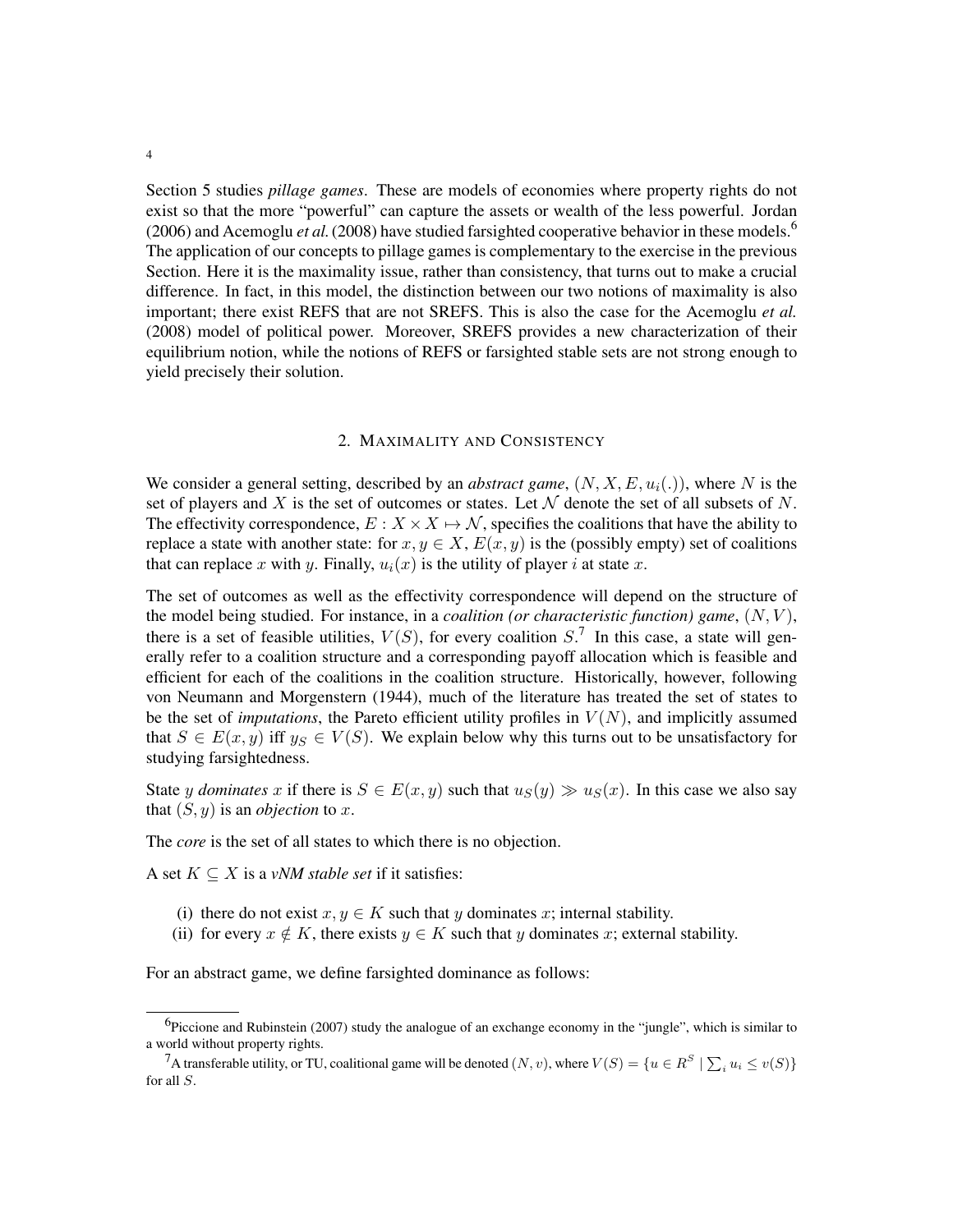Section 5 studies *pillage games*. These are models of economies where property rights do not exist so that the more "powerful" can capture the assets or wealth of the less powerful. Jordan (2006) and Acemoglu *et al.* (2008) have studied farsighted cooperative behavior in these models.[6] The application of our concepts to pillage games is complementary to the exercise in the previous Section. Here it is the maximality issue, rather than consistency, that turns out to make a crucial difference. In fact, in this model, the distinction between our two notions of maximality is also important; there exist REFS that are not SREFS. This is also the case for the Acemoglu *et al.* (2008) model of political power. Moreover, SREFS provides a new characterization of their equilibrium notion, while the notions of REFS or farsighted stable sets are not strong enough to yield precisely their solution.

## 2. Maximality and Consistency

We consider a general setting, described by an *abstract game*, $(N, X, E, u_i(.))$, where $N$ is the set of players and $X$ is the set of outcomes or states. Let $\mathcal{N}$ denote the set of all subsets of $N$. The effectivity correspondence, $E : X \times X \mapsto \mathcal{N}$, specifies the coalitions that have the ability to replace a state with another state: for $x, y \in X$, $E(x, y)$ is the (possibly empty) set of coalitions that can replace $x$ with $y$. Finally, $u_i(x)$ is the utility of player $i$ at state $x$.

The set of outcomes as well as the effectivity correspondence will depend on the structure of the model being studied. For instance, in a *coalition (or characteristic function) game*, $(N, V)$, there is a set of feasible utilities, $V(S)$, for every coalition $S$.[7] In this case, a state will generally refer to a coalition structure and a corresponding payoff allocation which is feasible and efficient for each of the coalitions in the coalition structure. Historically, however, following von Neumann and Morgenstern (1944), much of the literature has treated the set of states to be the set of *imputations*, the Pareto efficient utility profiles in $V(N)$, and implicitly assumed that $S \in E(x, y)$ iff $y_S \in V(S)$. We explain below why this turns out to be unsatisfactory for studying farsightedness.

State $y$ *dominates* $x$ if there is $S \in E(x, y)$ such that $u_S(y) \gg u_S(x)$. In this case we also say that $(S, y)$ is an *objection* to $x$.

The *core* is the set of all states to which there is no objection.

A set $K \subseteq X$ is a *vNM stable set* if it satisfies:

(i) there do not exist $x, y \in K$ such that $y$ dominates $x$; internal stability.
(ii) for every $x \notin K$, there exists $y \in K$ such that $y$ dominates $x$; external stability.

For an abstract game, we define farsighted dominance as follows:

---

[6] Piccione and Rubinstein (2007) study the analogue of an exchange economy in the "jungle", which is similar to a world without property rights.

[7] A transferable utility, or TU, coalitional game will be denoted $(N, v)$, where $V(S) = \{u \in R^S \mid \sum_i u_i \leq v(S)\}$ for all $S$.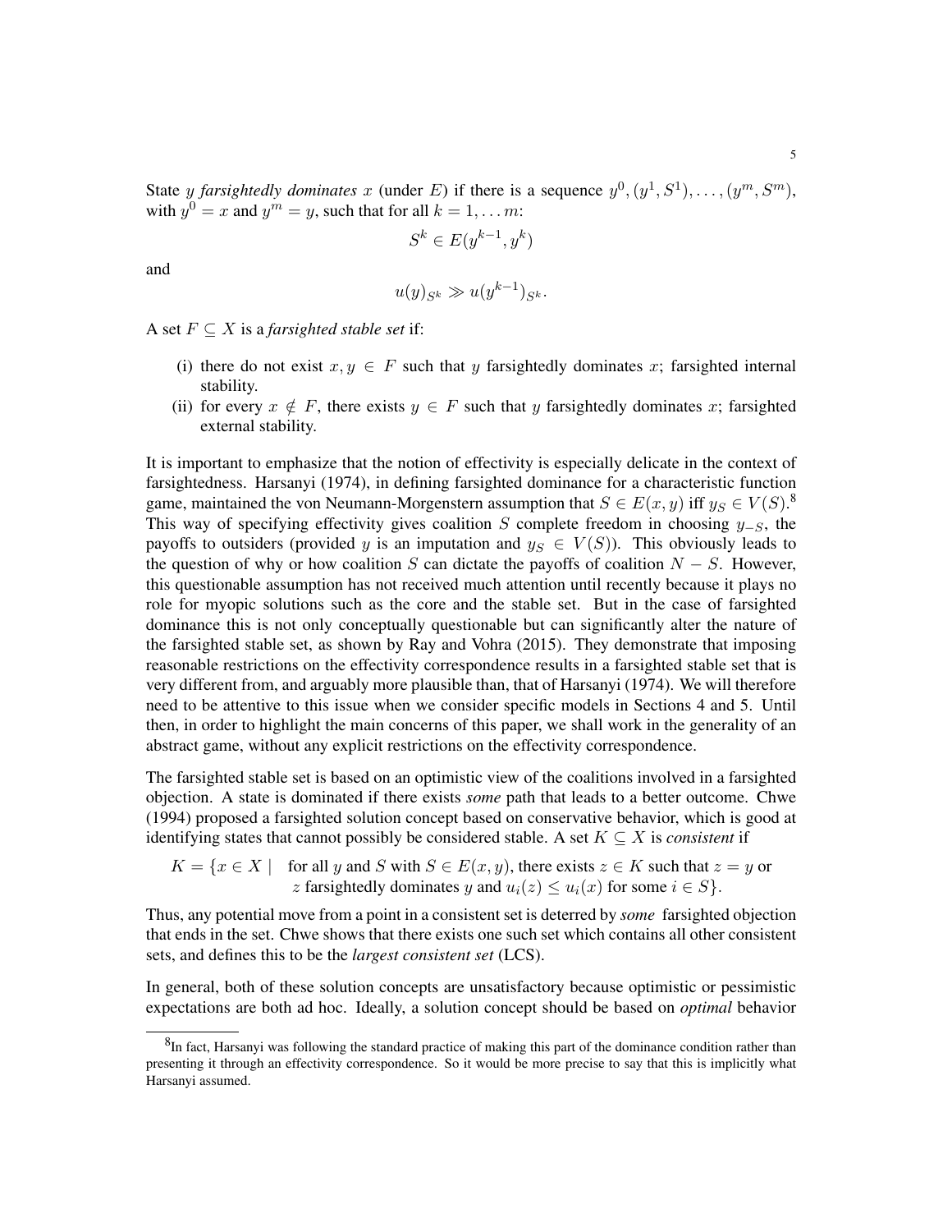State $y$ *farsightedly dominates* $x$ (under $E$) if there is a sequence $y^0, (y^1, S^1), \ldots, (y^m, S^m)$, with $y^0 = x$ and $y^m = y$, such that for all $k = 1, \ldots m$:

$$S^k \in E(y^{k-1}, y^k)$$

and

$$u(y)_{S^k} \gg u(y^{k-1})_{S^k}.$$

A set $F \subseteq X$ is a *farsighted stable set* if:

(i) there do not exist $x, y \in F$ such that $y$ farsightedly dominates $x$; farsighted internal stability.

(ii) for every $x \notin F$, there exists $y \in F$ such that $y$ farsightedly dominates $x$; farsighted external stability.

It is important to emphasize that the notion of effectivity is especially delicate in the context of farsightedness. Harsanyi (1974), in defining farsighted dominance for a characteristic function game, maintained the von Neumann-Morgenstern assumption that $S \in E(x, y)$ iff $y_S \in V(S)$.[8] This way of specifying effectivity gives coalition $S$ complete freedom in choosing $y_{-S}$, the payoffs to outsiders (provided $y$ is an imputation and $y_S \in V(S)$). This obviously leads to the question of why or how coalition $S$ can dictate the payoffs of coalition $N - S$. However, this questionable assumption has not received much attention until recently because it plays no role for myopic solutions such as the core and the stable set. But in the case of farsighted dominance this is not only conceptually questionable but can significantly alter the nature of the farsighted stable set, as shown by Ray and Vohra (2015). They demonstrate that imposing reasonable restrictions on the effectivity correspondence results in a farsighted stable set that is very different from, and arguably more plausible than, that of Harsanyi (1974). We will therefore need to be attentive to this issue when we consider specific models in Sections 4 and 5. Until then, in order to highlight the main concerns of this paper, we shall work in the generality of an abstract game, without any explicit restrictions on the effectivity correspondence.

The farsighted stable set is based on an optimistic view of the coalitions involved in a farsighted objection. A state is dominated if there exists *some* path that leads to a better outcome. Chwe (1994) proposed a farsighted solution concept based on conservative behavior, which is good at identifying states that cannot possibly be considered stable. A set $K \subseteq X$ is *consistent* if

$$K = \{x \in X \mid \text{ for all } y \text{ and } S \text{ with } S \in E(x, y), \text{ there exists } z \in K \text{ such that } z = y \text{ or } z \text{ farsightedly dominates } y \text{ and } u_i(z) \leq u_i(x) \text{ for some } i \in S\}.$$

Thus, any potential move from a point in a consistent set is deterred by *some* farsighted objection that ends in the set. Chwe shows that there exists one such set which contains all other consistent sets, and defines this to be the *largest consistent set* (LCS).

In general, both of these solution concepts are unsatisfactory because optimistic or pessimistic expectations are both ad hoc. Ideally, a solution concept should be based on *optimal* behavior

[8] In fact, Harsanyi was following the standard practice of making this part of the dominance condition rather than presenting it through an effectivity correspondence. So it would be more precise to say that this is implicitly what Harsanyi assumed.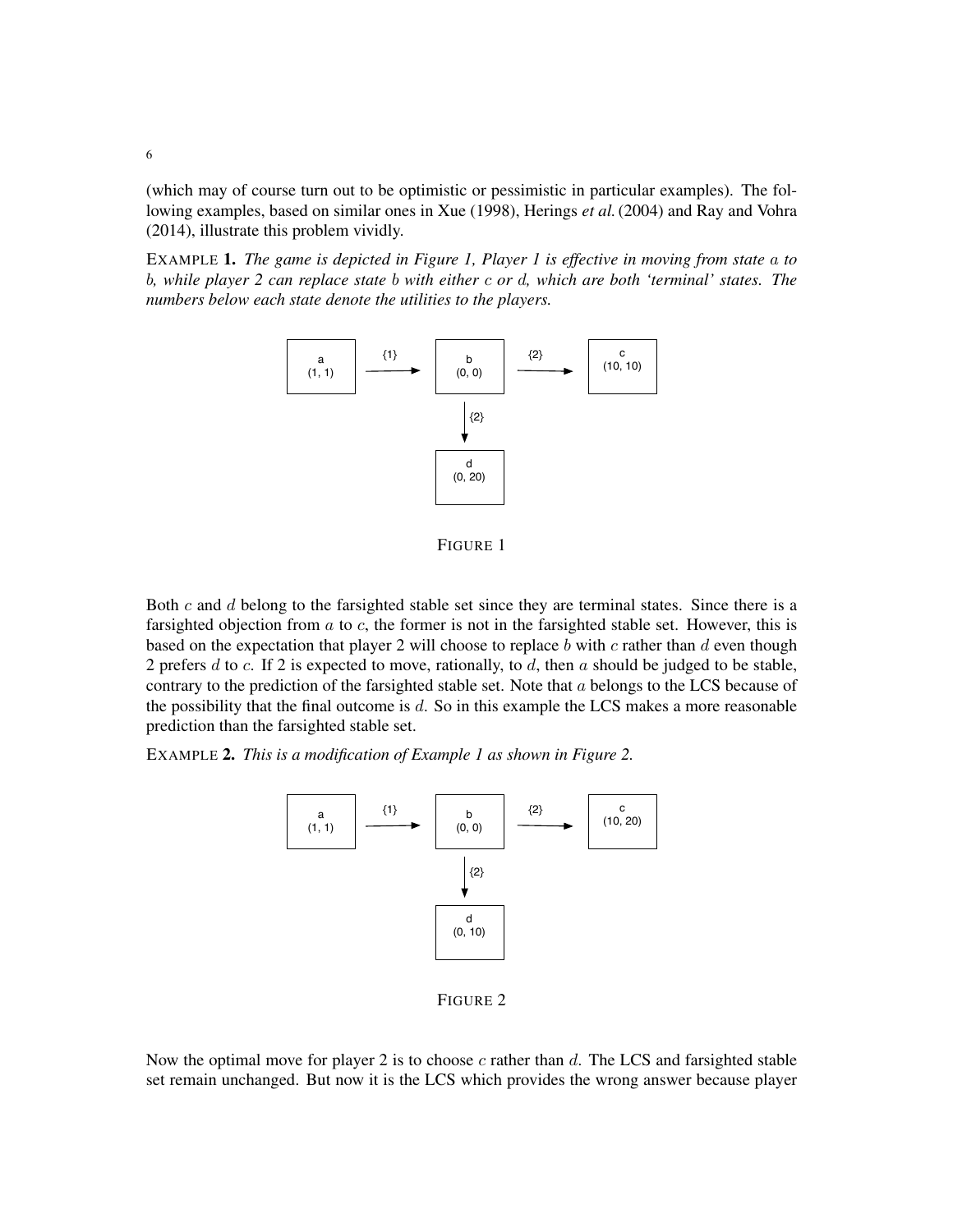(which may of course turn out to be optimistic or pessimistic in particular examples). The following examples, based on similar ones in Xue (1998), Herings *et al.* (2004) and Ray and Vohra (2014), illustrate this problem vividly.

EXAMPLE **1.** *The game is depicted in Figure 1, Player 1 is effective in moving from state $a$ to $b$, while player 2 can replace state $b$ with either $c$ or $d$, which are both 'terminal' states. The numbers below each state denote the utilities to the players.*

a
(1, 1)
{1}
b
(0, 0)
{2}
c
(10, 10)
{2}
d
(0, 20)

FIGURE 1

Both $c$ and $d$ belong to the farsighted stable set since they are terminal states. Since there is a farsighted objection from $a$ to $c$, the former is not in the farsighted stable set. However, this is based on the expectation that player 2 will choose to replace $b$ with $c$ rather than $d$ even though 2 prefers $d$ to $c$. If 2 is expected to move, rationally, to $d$, then $a$ should be judged to be stable, contrary to the prediction of the farsighted stable set. Note that $a$ belongs to the LCS because of the possibility that the final outcome is $d$. So in this example the LCS makes a more reasonable prediction than the farsighted stable set.

EXAMPLE **2.** *This is a modification of Example 1 as shown in Figure 2.*

a
(1, 1)
{1}
b
(0, 0)
{2}
c
(10, 20)
{2}
d
(0, 10)

FIGURE 2

Now the optimal move for player 2 is to choose $c$ rather than $d$. The LCS and farsighted stable set remain unchanged. But now it is the LCS which provides the wrong answer because player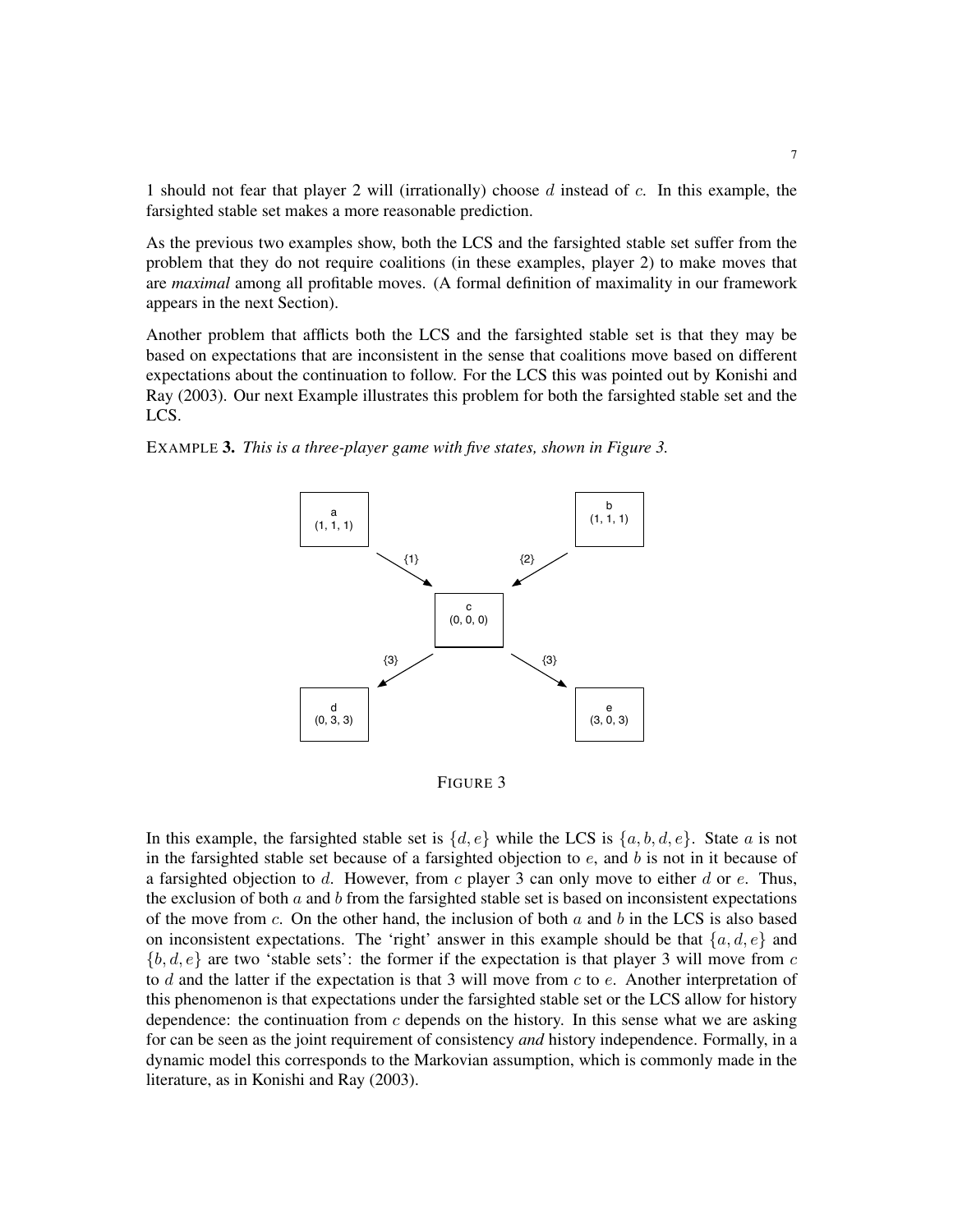1 should not fear that player 2 will (irrationally) choose $d$ instead of $c$. In this example, the farsighted stable set makes a more reasonable prediction.

As the previous two examples show, both the LCS and the farsighted stable set suffer from the problem that they do not require coalitions (in these examples, player 2) to make moves that are *maximal* among all profitable moves. (A formal definition of maximality in our framework appears in the next Section).

Another problem that afflicts both the LCS and the farsighted stable set is that they may be based on expectations that are inconsistent in the sense that coalitions move based on different expectations about the continuation to follow. For the LCS this was pointed out by Konishi and Ray (2003). Our next Example illustrates this problem for both the farsighted stable set and the LCS.

EXAMPLE **3.** *This is a three-player game with five states, shown in Figure 3.*

a
(1, 1, 1)

b
(1, 1, 1)

{1}

{2}

c
(0, 0, 0)

{3}

{3}

d
(0, 3, 3)

e
(3, 0, 3)

FIGURE 3

In this example, the farsighted stable set is $\{d, e\}$ while the LCS is $\{a, b, d, e\}$. State $a$ is not in the farsighted stable set because of a farsighted objection to $e$, and $b$ is not in it because of a farsighted objection to $d$. However, from $c$ player 3 can only move to either $d$ or $e$. Thus, the exclusion of both $a$ and $b$ from the farsighted stable set is based on inconsistent expectations of the move from $c$. On the other hand, the inclusion of both $a$ and $b$ in the LCS is also based on inconsistent expectations. The 'right' answer in this example should be that $\{a, d, e\}$ and $\{b, d, e\}$ are two 'stable sets': the former if the expectation is that player 3 will move from $c$ to $d$ and the latter if the expectation is that 3 will move from $c$ to $e$. Another interpretation of this phenomenon is that expectations under the farsighted stable set or the LCS allow for history dependence: the continuation from $c$ depends on the history. In this sense what we are asking for can be seen as the joint requirement of consistency *and* history independence. Formally, in a dynamic model this corresponds to the Markovian assumption, which is commonly made in the literature, as in Konishi and Ray (2003).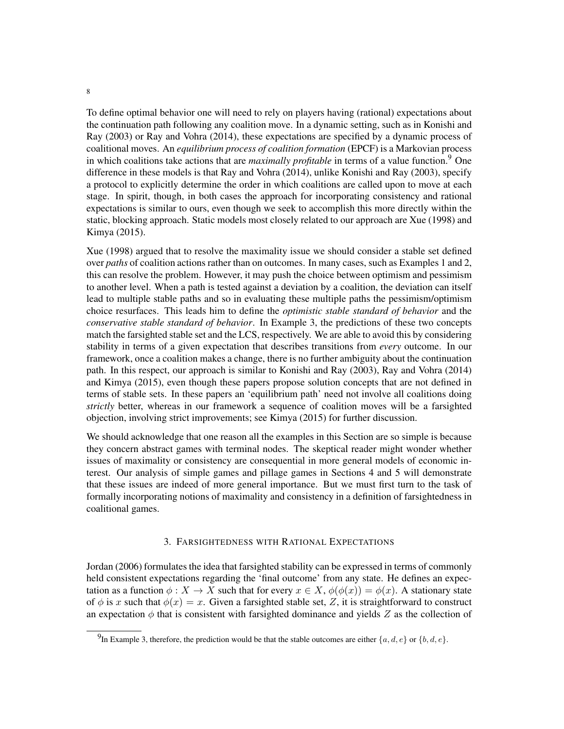To define optimal behavior one will need to rely on players having (rational) expectations about the continuation path following any coalition move. In a dynamic setting, such as in Konishi and Ray (2003) or Ray and Vohra (2014), these expectations are specified by a dynamic process of coalitional moves. An *equilibrium process of coalition formation* (EPCF) is a Markovian process in which coalitions take actions that are *maximally profitable* in terms of a value function.[9] One difference in these models is that Ray and Vohra (2014), unlike Konishi and Ray (2003), specify a protocol to explicitly determine the order in which coalitions are called upon to move at each stage. In spirit, though, in both cases the approach for incorporating consistency and rational expectations is similar to ours, even though we seek to accomplish this more directly within the static, blocking approach. Static models most closely related to our approach are Xue (1998) and Kimya (2015).

Xue (1998) argued that to resolve the maximality issue we should consider a stable set defined over *paths* of coalition actions rather than on outcomes. In many cases, such as Examples 1 and 2, this can resolve the problem. However, it may push the choice between optimism and pessimism to another level. When a path is tested against a deviation by a coalition, the deviation can itself lead to multiple stable paths and so in evaluating these multiple paths the pessimism/optimism choice resurfaces. This leads him to define the *optimistic stable standard of behavior* and the *conservative stable standard of behavior*. In Example 3, the predictions of these two concepts match the farsighted stable set and the LCS, respectively. We are able to avoid this by considering stability in terms of a given expectation that describes transitions from *every* outcome. In our framework, once a coalition makes a change, there is no further ambiguity about the continuation path. In this respect, our approach is similar to Konishi and Ray (2003), Ray and Vohra (2014) and Kimya (2015), even though these papers propose solution concepts that are not defined in terms of stable sets. In these papers an 'equilibrium path' need not involve all coalitions doing *strictly* better, whereas in our framework a sequence of coalition moves will be a farsighted objection, involving strict improvements; see Kimya (2015) for further discussion.

We should acknowledge that one reason all the examples in this Section are so simple is because they concern abstract games with terminal nodes. The skeptical reader might wonder whether issues of maximality or consistency are consequential in more general models of economic interest. Our analysis of simple games and pillage games in Sections 4 and 5 will demonstrate that these issues are indeed of more general importance. But we must first turn to the task of formally incorporating notions of maximality and consistency in a definition of farsightedness in coalitional games.

## 3. Farsightedness with Rational Expectations

Jordan (2006) formulates the idea that farsighted stability can be expressed in terms of commonly held consistent expectations regarding the 'final outcome' from any state. He defines an expectation as a function $\phi : X \to X$ such that for every $x \in X$, $\phi(\phi(x)) = \phi(x)$. A stationary state of $\phi$ is $x$ such that $\phi(x) = x$. Given a farsighted stable set, $Z$, it is straightforward to construct an expectation $\phi$ that is consistent with farsighted dominance and yields $Z$ as the collection of

[9] In Example 3, therefore, the prediction would be that the stable outcomes are either $\{a, d, e\}$ or $\{b, d, e\}$.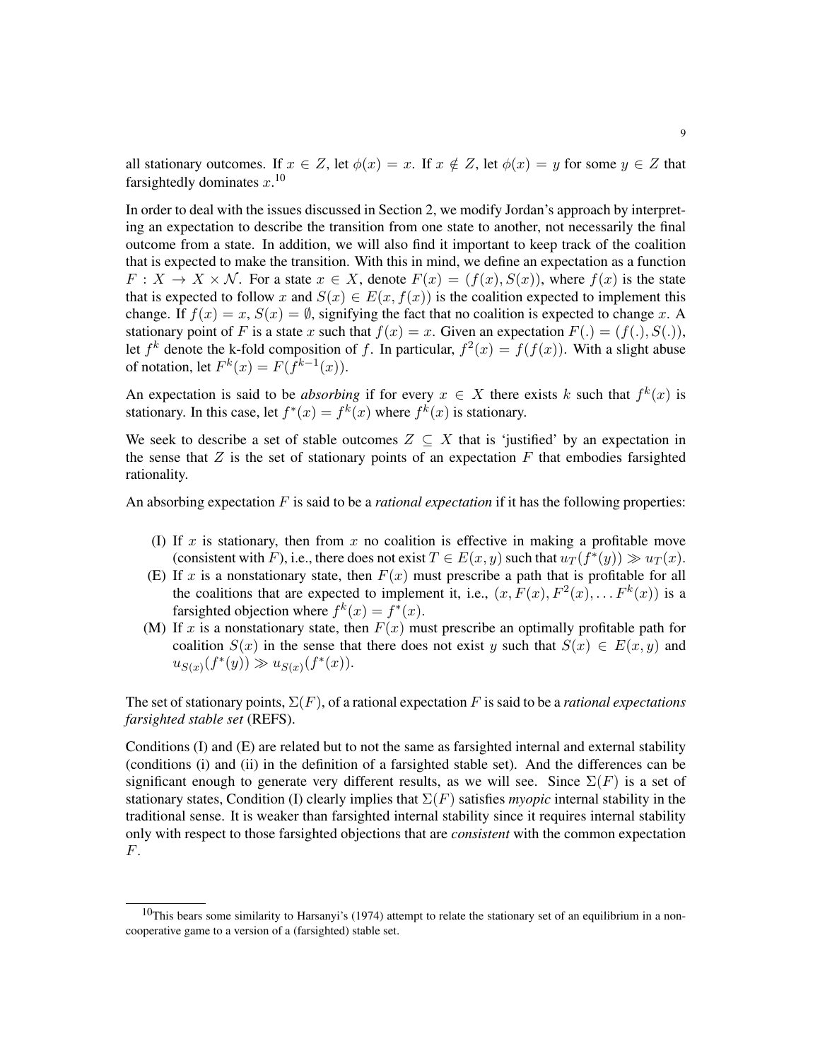all stationary outcomes. If $x \in Z$, let $\phi(x) = x$. If $x \notin Z$, let $\phi(x) = y$ for some $y \in Z$ that farsightedly dominates $x$.[10]

In order to deal with the issues discussed in Section 2, we modify Jordan's approach by interpreting an expectation to describe the transition from one state to another, not necessarily the final outcome from a state. In addition, we will also find it important to keep track of the coalition that is expected to make the transition. With this in mind, we define an expectation as a function $F : X \to X \times \mathcal{N}$. For a state $x \in X$, denote $F(x) = (f(x), S(x))$, where $f(x)$ is the state that is expected to follow $x$ and $S(x) \in E(x, f(x))$ is the coalition expected to implement this change. If $f(x) = x$, $S(x) = \emptyset$, signifying the fact that no coalition is expected to change $x$. A stationary point of $F$ is a state $x$ such that $f(x) = x$. Given an expectation $F(.) = (f(.), S(.))$, let $f^k$ denote the k-fold composition of $f$. In particular, $f^2(x) = f(f(x))$. With a slight abuse of notation, let $F^k(x) = F(f^{k-1}(x))$.

An expectation is said to be *absorbing* if for every $x \in X$ there exists $k$ such that $f^k(x)$ is stationary. In this case, let $f^*(x) = f^k(x)$ where $f^k(x)$ is stationary.

We seek to describe a set of stable outcomes $Z \subseteq X$ that is 'justified' by an expectation in the sense that $Z$ is the set of stationary points of an expectation $F$ that embodies farsighted rationality.

An absorbing expectation $F$ is said to be a *rational expectation* if it has the following properties:

(I) If $x$ is stationary, then from $x$ no coalition is effective in making a profitable move (consistent with $F$), i.e., there does not exist $T \in E(x, y)$ such that $u_T(f^*(y)) \gg u_T(x)$.

(E) If $x$ is a nonstationary state, then $F(x)$ must prescribe a path that is profitable for all the coalitions that are expected to implement it, i.e., $(x, F(x), F^2(x), \ldots F^k(x))$ is a farsighted objection where $f^k(x) = f^*(x)$.

(M) If $x$ is a nonstationary state, then $F(x)$ must prescribe an optimally profitable path for coalition $S(x)$ in the sense that there does not exist $y$ such that $S(x) \in E(x, y)$ and $u_{S(x)}(f^*(y)) \gg u_{S(x)}(f^*(x))$.

The set of stationary points, $\Sigma(F)$, of a rational expectation $F$ is said to be a *rational expectations farsighted stable set* (REFS).

Conditions (I) and (E) are related but to not the same as farsighted internal and external stability (conditions (i) and (ii) in the definition of a farsighted stable set). And the differences can be significant enough to generate very different results, as we will see. Since $\Sigma(F)$ is a set of stationary states, Condition (I) clearly implies that $\Sigma(F)$ satisfies *myopic* internal stability in the traditional sense. It is weaker than farsighted internal stability since it requires internal stability only with respect to those farsighted objections that are *consistent* with the common expectation $F$.

[10] This bears some similarity to Harsanyi's (1974) attempt to relate the stationary set of an equilibrium in a non-cooperative game to a version of a (farsighted) stable set.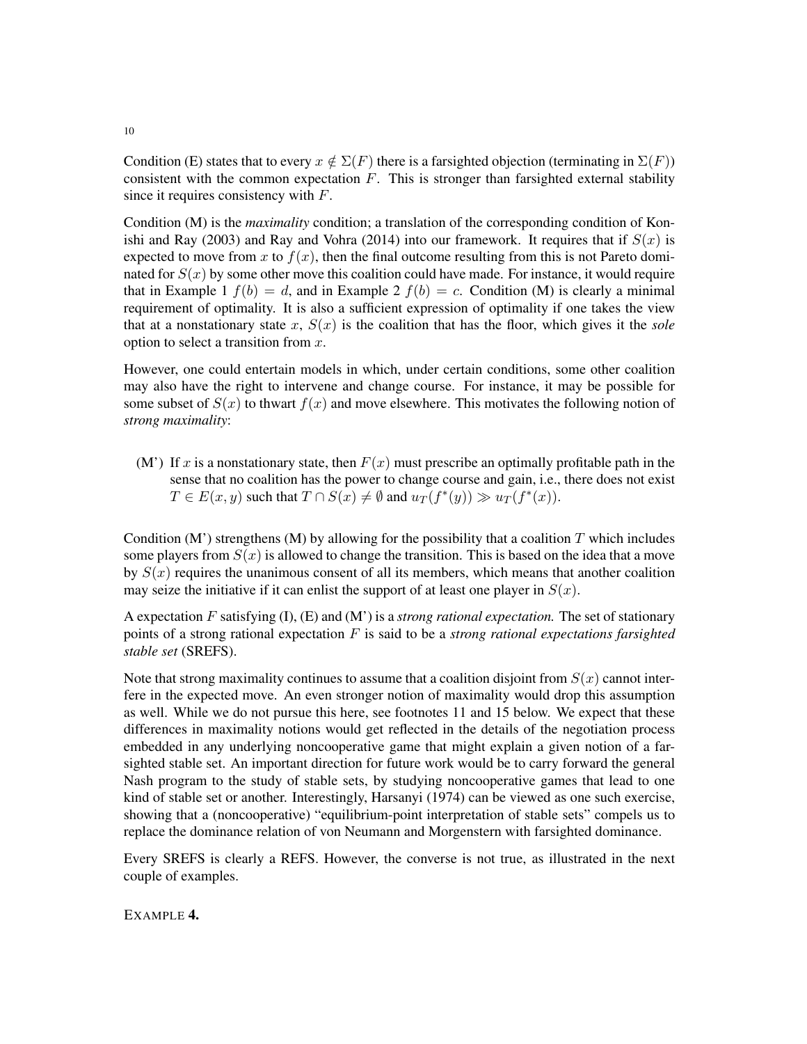Condition (E) states that to every $x \notin \Sigma(F)$ there is a farsighted objection (terminating in $\Sigma(F)$) consistent with the common expectation $F$. This is stronger than farsighted external stability since it requires consistency with $F$.

Condition (M) is the *maximality* condition; a translation of the corresponding condition of Konishi and Ray (2003) and Ray and Vohra (2014) into our framework. It requires that if $S(x)$ is expected to move from $x$ to $f(x)$, then the final outcome resulting from this is not Pareto dominated for $S(x)$ by some other move this coalition could have made. For instance, it would require that in Example 1 $f(b) = d$, and in Example 2 $f(b) = c$. Condition (M) is clearly a minimal requirement of optimality. It is also a sufficient expression of optimality if one takes the view that at a nonstationary state $x$, $S(x)$ is the coalition that has the floor, which gives it the *sole* option to select a transition from $x$.

However, one could entertain models in which, under certain conditions, some other coalition may also have the right to intervene and change course. For instance, it may be possible for some subset of $S(x)$ to thwart $f(x)$ and move elsewhere. This motivates the following notion of *strong maximality*:

(M') If $x$ is a nonstationary state, then $F(x)$ must prescribe an optimally profitable path in the sense that no coalition has the power to change course and gain, i.e., there does not exist $T \in E(x, y)$ such that $T \cap S(x) \neq \emptyset$ and $u_T(f^*(y)) \gg u_T(f^*(x))$.

Condition (M') strengthens (M) by allowing for the possibility that a coalition $T$ which includes some players from $S(x)$ is allowed to change the transition. This is based on the idea that a move by $S(x)$ requires the unanimous consent of all its members, which means that another coalition may seize the initiative if it can enlist the support of at least one player in $S(x)$.

A expectation $F$ satisfying (I), (E) and (M') is a *strong rational expectation.* The set of stationary points of a strong rational expectation $F$ is said to be a *strong rational expectations farsighted stable set* (SREFS).

Note that strong maximality continues to assume that a coalition disjoint from $S(x)$ cannot interfere in the expected move. An even stronger notion of maximality would drop this assumption as well. While we do not pursue this here, see footnotes 11 and 15 below. We expect that these differences in maximality notions would get reflected in the details of the negotiation process embedded in any underlying noncooperative game that might explain a given notion of a farsighted stable set. An important direction for future work would be to carry forward the general Nash program to the study of stable sets, by studying noncooperative games that lead to one kind of stable set or another. Interestingly, Harsanyi (1974) can be viewed as one such exercise, showing that a (noncooperative) "equilibrium-point interpretation of stable sets" compels us to replace the dominance relation of von Neumann and Morgenstern with farsighted dominance.

Every SREFS is clearly a REFS. However, the converse is not true, as illustrated in the next couple of examples.

EXAMPLE **4.**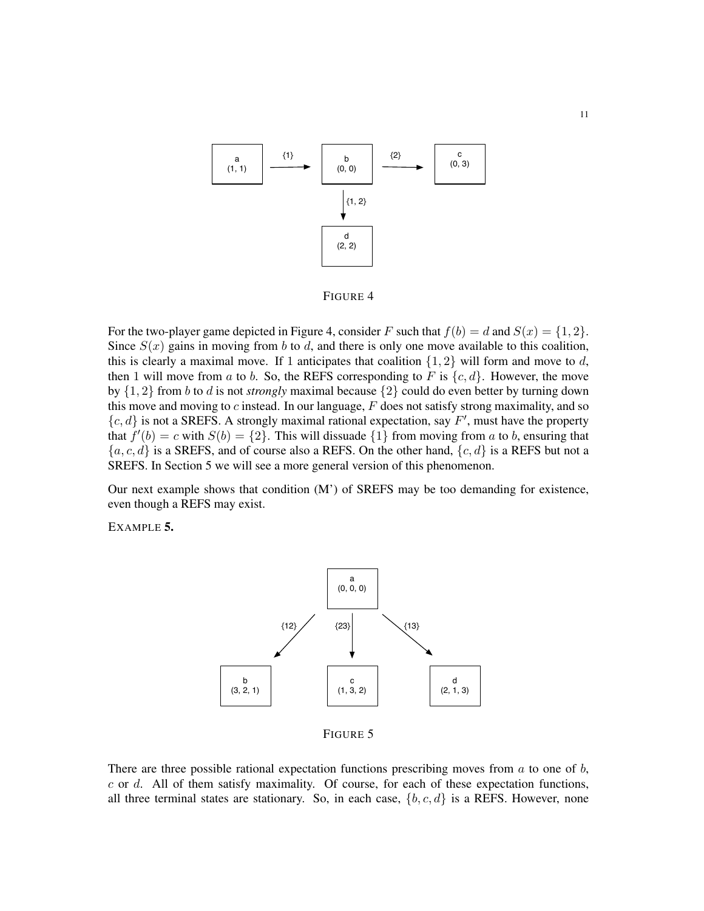a
(1, 1)

{1}

b
(0, 0)

{2}

c
(0, 3)

{1, 2}

d
(2, 2)

FIGURE 4

For the two-player game depicted in Figure 4, consider $F$ such that $f(b) = d$ and $S(x) = \{1, 2\}$. Since $S(x)$ gains in moving from $b$ to $d$, and there is only one move available to this coalition, this is clearly a maximal move. If 1 anticipates that coalition $\{1, 2\}$ will form and move to $d$, then 1 will move from $a$ to $b$. So, the REFS corresponding to $F$ is $\{c, d\}$. However, the move by $\{1, 2\}$ from $b$ to $d$ is not *strongly* maximal because $\{2\}$ could do even better by turning down this move and moving to $c$ instead. In our language, $F$ does not satisfy strong maximality, and so $\{c, d\}$ is not a SREFS. A strongly maximal rational expectation, say $F'$, must have the property that $f'(b) = c$ with $S(b) = \{2\}$. This will dissuade $\{1\}$ from moving from $a$ to $b$, ensuring that $\{a, c, d\}$ is a SREFS, and of course also a REFS. On the other hand, $\{c, d\}$ is a REFS but not a SREFS. In Section 5 we will see a more general version of this phenomenon.

Our next example shows that condition (M') of SREFS may be too demanding for existence, even though a REFS may exist.

EXAMPLE **5.**

a
(0, 0, 0)

{12}

{23}

{13}

b
(3, 2, 1)

c
(1, 3, 2)

d
(2, 1, 3)

FIGURE 5

There are three possible rational expectation functions prescribing moves from $a$ to one of $b$, $c$ or $d$. All of them satisfy maximality. Of course, for each of these expectation functions, all three terminal states are stationary. So, in each case, $\{b, c, d\}$ is a REFS. However, none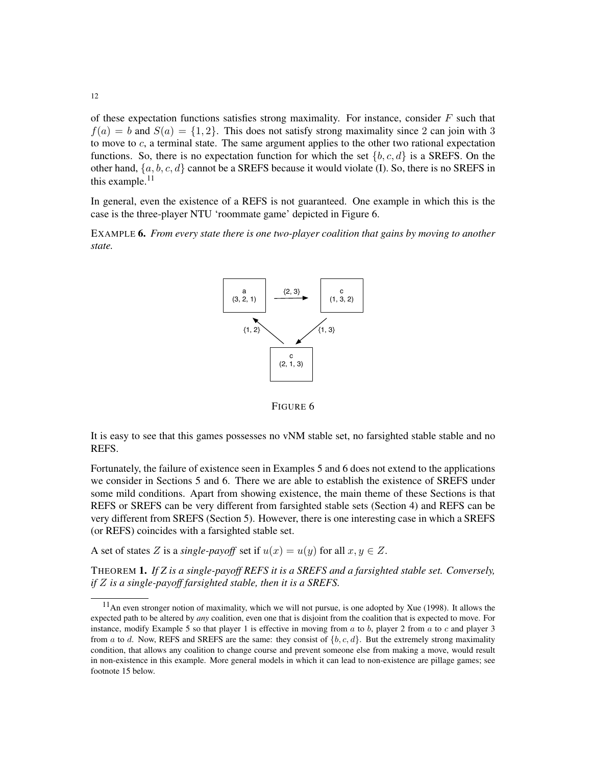of these expectation functions satisfies strong maximality. For instance, consider $F$ such that $f(a) = b$ and $S(a) = \{1, 2\}$. This does not satisfy strong maximality since 2 can join with 3 to move to $c$, a terminal state. The same argument applies to the other two rational expectation functions. So, there is no expectation function for which the set $\{b, c, d\}$ is a SREFS. On the other hand, $\{a, b, c, d\}$ cannot be a SREFS because it would violate (I). So, there is no SREFS in this example.[11]

In general, even the existence of a REFS is not guaranteed. One example in which this is the case is the three-player NTU 'roommate game' depicted in Figure 6.

EXAMPLE **6.** *From every state there is one two-player coalition that gains by moving to another state.*

a
(3, 2, 1)

{2, 3}

c
(1, 3, 2)

{1, 2}

{1, 3}

c
(2, 1, 3)

FIGURE 6

It is easy to see that this games possesses no vNM stable set, no farsighted stable stable and no REFS.

Fortunately, the failure of existence seen in Examples 5 and 6 does not extend to the applications we consider in Sections 5 and 6. There we are able to establish the existence of SREFS under some mild conditions. Apart from showing existence, the main theme of these Sections is that REFS or SREFS can be very different from farsighted stable sets (Section 4) and REFS can be very different from SREFS (Section 5). However, there is one interesting case in which a SREFS (or REFS) coincides with a farsighted stable set.

A set of states $Z$ is a *single-payoff* set if $u(x) = u(y)$ for all $x, y \in Z$.

THEOREM **1.** *If Z is a single-payoff REFS it is a SREFS and a farsighted stable set. Conversely, if $Z$ is a single-payoff farsighted stable, then it is a SREFS.*

[11] An even stronger notion of maximality, which we will not pursue, is one adopted by Xue (1998). It allows the expected path to be altered by *any* coalition, even one that is disjoint from the coalition that is expected to move. For instance, modify Example 5 so that player 1 is effective in moving from $a$ to $b$, player 2 from $a$ to $c$ and player 3 from $a$ to $d$. Now, REFS and SREFS are the same: they consist of $\{b, c, d\}$. But the extremely strong maximality condition, that allows any coalition to change course and prevent someone else from making a move, would result in non-existence in this example. More general models in which it can lead to non-existence are pillage games; see footnote 15 below.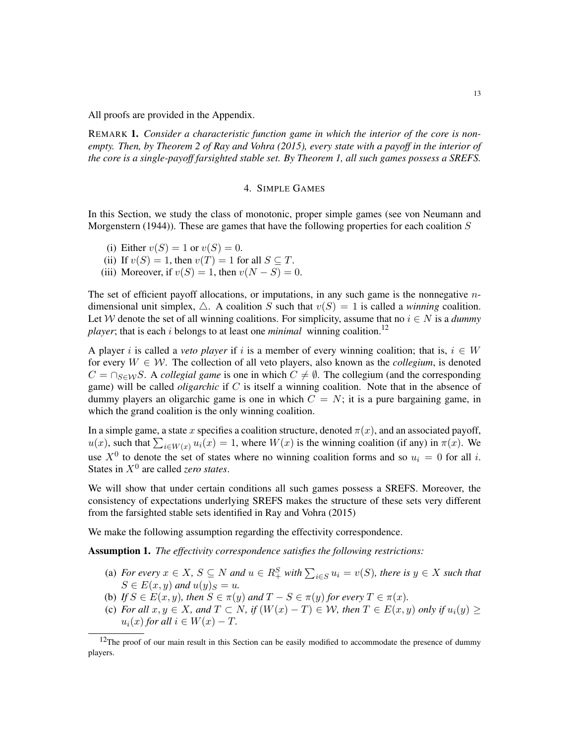All proofs are provided in the Appendix.

REMARK **1.** *Consider a characteristic function game in which the interior of the core is non-empty. Then, by Theorem 2 of Ray and Vohra (2015), every state with a payoff in the interior of the core is a single-payoff farsighted stable set. By Theorem 1, all such games possess a SREFS.*

## 4. SIMPLE GAMES

In this Section, we study the class of monotonic, proper simple games (see von Neumann and Morgenstern (1944)). These are games that have the following properties for each coalition $S$

(i) Either $v(S) = 1$ or $v(S) = 0$.
(ii) If $v(S) = 1$, then $v(T) = 1$ for all $S \subseteq T$.
(iii) Moreover, if $v(S) = 1$, then $v(N - S) = 0$.

The set of efficient payoff allocations, or imputations, in any such game is the nonnegative $n$-dimensional unit simplex, $\triangle$. A coalition $S$ such that $v(S) = 1$ is called a *winning* coalition. Let $\mathcal{W}$ denote the set of all winning coalitions. For simplicity, assume that no $i \in N$ is a *dummy player*; that is each $i$ belongs to at least one *minimal* winning coalition.[12]

A player $i$ is called a *veto player* if $i$ is a member of every winning coalition; that is, $i \in W$ for every $W \in \mathcal{W}$. The collection of all veto players, also known as the *collegium*, is denoted $C = \cap_{S \in \mathcal{W}} S$. A *collegial game* is one in which $C \neq \emptyset$. The collegium (and the corresponding game) will be called *oligarchic* if $C$ is itself a winning coalition. Note that in the absence of dummy players an oligarchic game is one in which $C = N$; it is a pure bargaining game, in which the grand coalition is the only winning coalition.

In a simple game, a state $x$ specifies a coalition structure, denoted $\pi(x)$, and an associated payoff, $u(x)$, such that $\sum_{i \in W(x)} u_i(x) = 1$, where $W(x)$ is the winning coalition (if any) in $\pi(x)$. We use $X^0$ to denote the set of states where no winning coalition forms and so $u_i = 0$ for all $i$. States in $X^0$ are called *zero states*.

We will show that under certain conditions all such games possess a SREFS. Moreover, the consistency of expectations underlying SREFS makes the structure of these sets very different from the farsighted stable sets identified in Ray and Vohra (2015)

We make the following assumption regarding the effectivity correspondence.

**Assumption 1.** *The effectivity correspondence satisfies the following restrictions:*

(a) *For every $x \in X$, $S \subseteq N$ and $u \in R^S_+$ with $\sum_{i \in S} u_i = v(S)$, there is $y \in X$ such that $S \in E(x, y)$ and $u(y)_S = u$.*
(b) *If $S \in E(x, y)$, then $S \in \pi(y)$ and $T - S \in \pi(y)$ for every $T \in \pi(x)$.*
(c) *For all $x, y \in X$, and $T \subset N$, if $(W(x) - T) \in \mathcal{W}$, then $T \in E(x, y)$ only if $u_i(y) \geq u_i(x)$ for all $i \in W(x) - T$.*

[12] The proof of our main result in this Section can be easily modified to accommodate the presence of dummy players.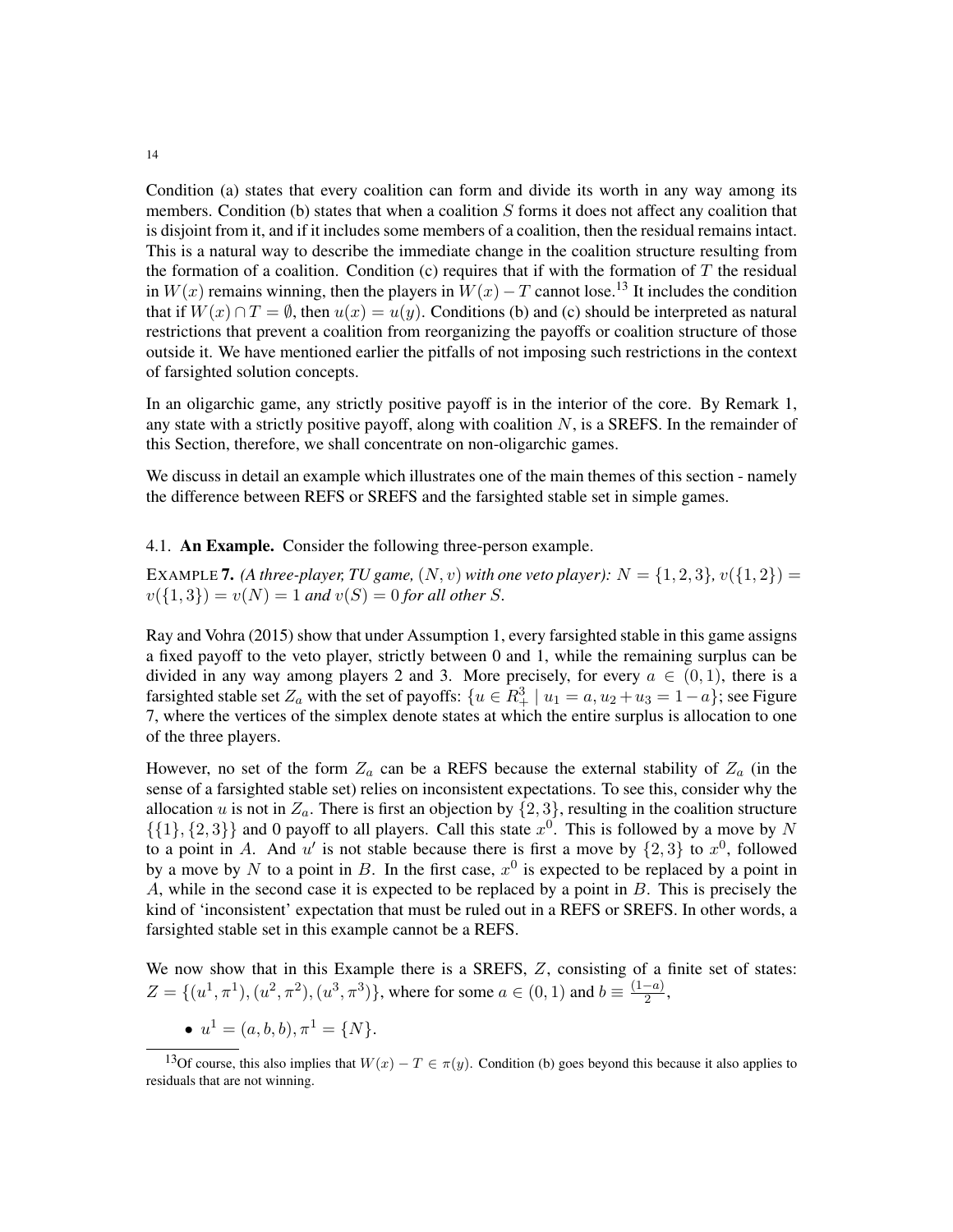Condition (a) states that every coalition can form and divide its worth in any way among its members. Condition (b) states that when a coalition $S$ forms it does not affect any coalition that is disjoint from it, and if it includes some members of a coalition, then the residual remains intact. This is a natural way to describe the immediate change in the coalition structure resulting from the formation of a coalition. Condition (c) requires that if with the formation of $T$ the residual in $W(x)$ remains winning, then the players in $W(x) - T$ cannot lose.[13] It includes the condition that if $W(x) \cap T = \emptyset$, then $u(x) = u(y)$. Conditions (b) and (c) should be interpreted as natural restrictions that prevent a coalition from reorganizing the payoffs or coalition structure of those outside it. We have mentioned earlier the pitfalls of not imposing such restrictions in the context of farsighted solution concepts.

In an oligarchic game, any strictly positive payoff is in the interior of the core. By Remark 1, any state with a strictly positive payoff, along with coalition $N$, is a SREFS. In the remainder of this Section, therefore, we shall concentrate on non-oligarchic games.

We discuss in detail an example which illustrates one of the main themes of this section - namely the difference between REFS or SREFS and the farsighted stable set in simple games.

### 4.1. An Example.

Consider the following three-person example.

EXAMPLE 7. *(A three-player, TU game, $(N, v)$ with one veto player): $N = \{1, 2, 3\}$, $v(\{1, 2\}) = v(\{1, 3\}) = v(N) = 1$ and $v(S) = 0$ for all other $S$.*

Ray and Vohra (2015) show that under Assumption 1, every farsighted stable in this game assigns a fixed payoff to the veto player, strictly between 0 and 1, while the remaining surplus can be divided in any way among players 2 and 3. More precisely, for every $a \in (0, 1)$, there is a farsighted stable set $Z_a$ with the set of payoffs: $\{u \in R^3_+ \mid u_1 = a, u_2 + u_3 = 1 - a\}$; see Figure 7, where the vertices of the simplex denote states at which the entire surplus is allocation to one of the three players.

However, no set of the form $Z_a$ can be a REFS because the external stability of $Z_a$ (in the sense of a farsighted stable set) relies on inconsistent expectations. To see this, consider why the allocation $u$ is not in $Z_a$. There is first an objection by $\{2, 3\}$, resulting in the coalition structure $\{\{1\}, \{2, 3\}\}$ and 0 payoff to all players. Call this state $x^0$. This is followed by a move by $N$ to a point in $A$. And $u'$ is not stable because there is first a move by $\{2, 3\}$ to $x^0$, followed by a move by $N$ to a point in $B$. In the first case, $x^0$ is expected to be replaced by a point in $A$, while in the second case it is expected to be replaced by a point in $B$. This is precisely the kind of 'inconsistent' expectation that must be ruled out in a REFS or SREFS. In other words, a farsighted stable set in this example cannot be a REFS.

We now show that in this Example there is a SREFS, $Z$, consisting of a finite set of states: $Z = \{(u^1, \pi^1), (u^2, \pi^2), (u^3, \pi^3)\}$, where for some $a \in (0, 1)$ and $b \equiv \frac{(1-a)}{2}$,

- $u^1 = (a, b, b), \pi^1 = \{N\}$.

[13] Of course, this also implies that $W(x) - T \in \pi(y)$. Condition (b) goes beyond this because it also applies to residuals that are not winning.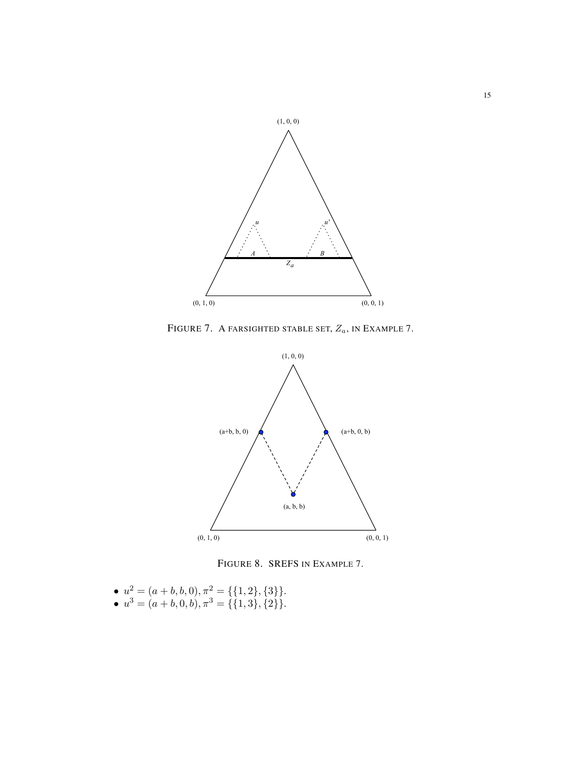(1, 0, 0)

u

u'

A

B

$Z_a$

(0, 1, 0)

(0, 0, 1)

FIGURE 7. A FARSIGHTED STABLE SET, $Z_a$, IN EXAMPLE 7.

(1, 0, 0)

(a+b, b, 0)

(a+b, 0, b)

(a, b, b)

(0, 1, 0)

(0, 0, 1)

FIGURE 8. SREFS IN EXAMPLE 7.

- $u^2 = (a + b, b, 0), \pi^2 = \{\{1, 2\}, \{3\}\}$.
- $u^3 = (a + b, 0, b), \pi^3 = \{\{1, 3\}, \{2\}\}$.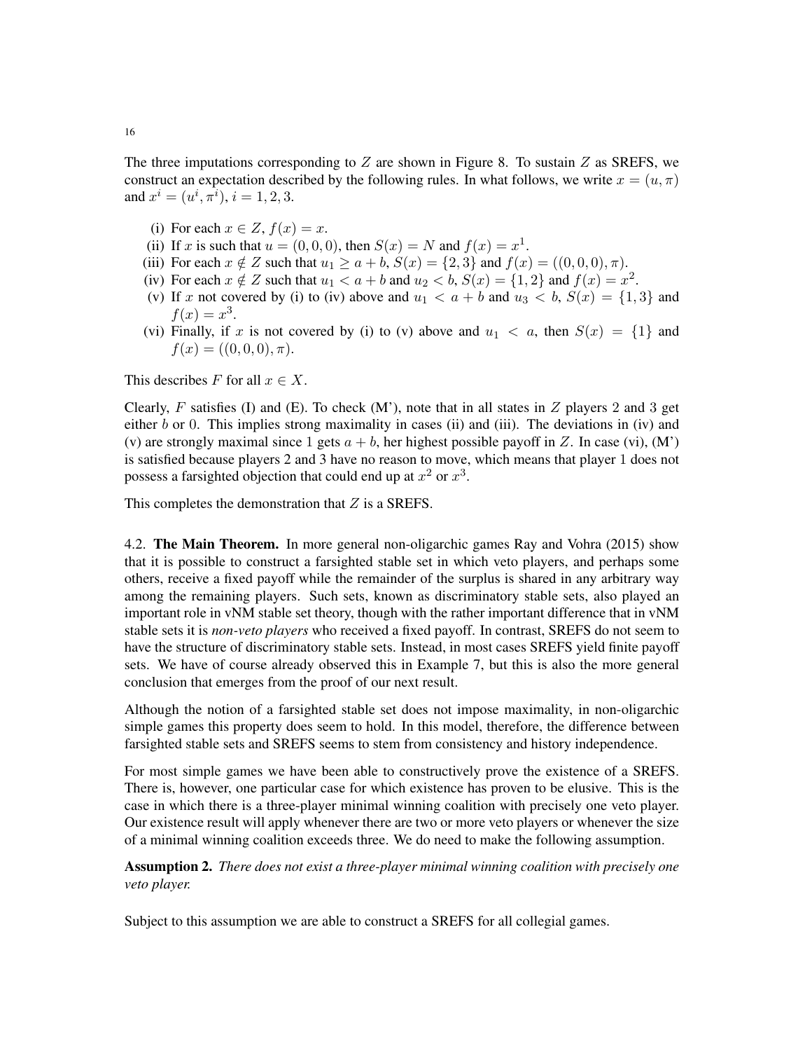The three imputations corresponding to $Z$ are shown in Figure 8. To sustain $Z$ as SREFS, we construct an expectation described by the following rules. In what follows, we write $x = (u, \pi)$ and $x^i = (u^i, \pi^i)$, $i = 1, 2, 3$.

(i) For each $x \in Z$, $f(x) = x$.
(ii) If $x$ is such that $u = (0, 0, 0)$, then $S(x) = N$ and $f(x) = x^1$.
(iii) For each $x \notin Z$ such that $u_1 \geq a + b$, $S(x) = \{2, 3\}$ and $f(x) = ((0, 0, 0), \pi)$.
(iv) For each $x \notin Z$ such that $u_1 < a + b$ and $u_2 < b$, $S(x) = \{1, 2\}$ and $f(x) = x^2$.
(v) If $x$ not covered by (i) to (iv) above and $u_1 < a + b$ and $u_3 < b$, $S(x) = \{1, 3\}$ and $f(x) = x^3$.
(vi) Finally, if $x$ is not covered by (i) to (v) above and $u_1 < a$, then $S(x) = \{1\}$ and $f(x) = ((0, 0, 0), \pi)$.

This describes $F$ for all $x \in X$.

Clearly, $F$ satisfies (I) and (E). To check (M'), note that in all states in $Z$ players 2 and 3 get either $b$ or 0. This implies strong maximality in cases (ii) and (iii). The deviations in (iv) and (v) are strongly maximal since 1 gets $a + b$, her highest possible payoff in $Z$. In case (vi), (M') is satisfied because players 2 and 3 have no reason to move, which means that player 1 does not possess a farsighted objection that could end up at $x^2$ or $x^3$.

This completes the demonstration that $Z$ is a SREFS.

## 4.2. The Main Theorem.

In more general non-oligarchic games Ray and Vohra (2015) show that it is possible to construct a farsighted stable set in which veto players, and perhaps some others, receive a fixed payoff while the remainder of the surplus is shared in any arbitrary way among the remaining players. Such sets, known as discriminatory stable sets, also played an important role in vNM stable set theory, though with the rather important difference that in vNM stable sets it is *non-veto players* who received a fixed payoff. In contrast, SREFS do not seem to have the structure of discriminatory stable sets. Instead, in most cases SREFS yield finite payoff sets. We have of course already observed this in Example 7, but this is also the more general conclusion that emerges from the proof of our next result.

Although the notion of a farsighted stable set does not impose maximality, in non-oligarchic simple games this property does seem to hold. In this model, therefore, the difference between farsighted stable sets and SREFS seems to stem from consistency and history independence.

For most simple games we have been able to constructively prove the existence of a SREFS. There is, however, one particular case for which existence has proven to be elusive. This is the case in which there is a three-player minimal winning coalition with precisely one veto player. Our existence result will apply whenever there are two or more veto players or whenever the size of a minimal winning coalition exceeds three. We do need to make the following assumption.

**Assumption 2.** *There does not exist a three-player minimal winning coalition with precisely one veto player.*

Subject to this assumption we are able to construct a SREFS for all collegial games.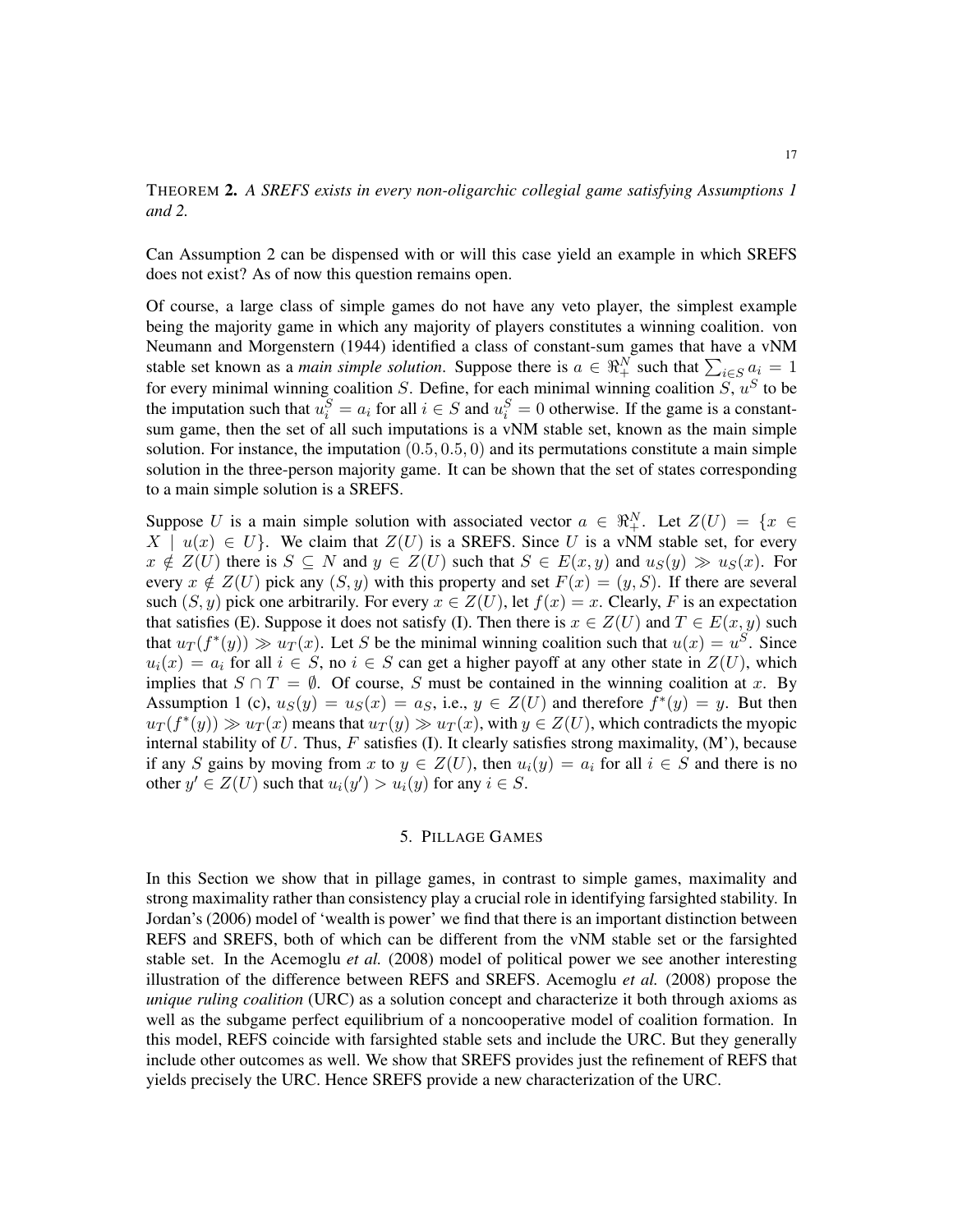**THEOREM 2.** *A SREFS exists in every non-oligarchic collegial game satisfying Assumptions 1 and 2.*

Can Assumption 2 can be dispensed with or will this case yield an example in which SREFS does not exist? As of now this question remains open.

Of course, a large class of simple games do not have any veto player, the simplest example being the majority game in which any majority of players constitutes a winning coalition. von Neumann and Morgenstern (1944) identified a class of constant-sum games that have a vNM stable set known as a *main simple solution*. Suppose there is $a \in \Re_+^N$ such that $\sum_{i \in S} a_i = 1$ for every minimal winning coalition $S$. Define, for each minimal winning coalition $S$, $u^S$ to be the imputation such that $u_i^S = a_i$ for all $i \in S$ and $u_i^S = 0$ otherwise. If the game is a constant-sum game, then the set of all such imputations is a vNM stable set, known as the main simple solution. For instance, the imputation $(0.5, 0.5, 0)$ and its permutations constitute a main simple solution in the three-person majority game. It can be shown that the set of states corresponding to a main simple solution is a SREFS.

Suppose $U$ is a main simple solution with associated vector $a \in \Re_+^N$. Let $Z(U) = \{x \in X \mid u(x) \in U\}$. We claim that $Z(U)$ is a SREFS. Since $U$ is a vNM stable set, for every $x \notin Z(U)$ there is $S \subseteq N$ and $y \in Z(U)$ such that $S \in E(x, y)$ and $u_S(y) \gg u_S(x)$. For every $x \notin Z(U)$ pick any $(S, y)$ with this property and set $F(x) = (y, S)$. If there are several such $(S, y)$ pick one arbitrarily. For every $x \in Z(U)$, let $f(x) = x$. Clearly, $F$ is an expectation that satisfies (E). Suppose it does not satisfy (I). Then there is $x \in Z(U)$ and $T \in E(x, y)$ such that $u_T(f^*(y)) \gg u_T(x)$. Let $S$ be the minimal winning coalition such that $u(x) = u^S$. Since $u_i(x) = a_i$ for all $i \in S$, no $i \in S$ can get a higher payoff at any other state in $Z(U)$, which implies that $S \cap T = \emptyset$. Of course, $S$ must be contained in the winning coalition at $x$. By Assumption 1 (c), $u_S(y) = u_S(x) = a_S$, i.e., $y \in Z(U)$ and therefore $f^*(y) = y$. But then $u_T(f^*(y)) \gg u_T(x)$ means that $u_T(y) \gg u_T(x)$, with $y \in Z(U)$, which contradicts the myopic internal stability of $U$. Thus, $F$ satisfies (I). It clearly satisfies strong maximality, (M'), because if any $S$ gains by moving from $x$ to $y \in Z(U)$, then $u_i(y) = a_i$ for all $i \in S$ and there is no other $y' \in Z(U)$ such that $u_i(y') > u_i(y)$ for any $i \in S$.

## 5. PILLAGE GAMES

In this Section we show that in pillage games, in contrast to simple games, maximality and strong maximality rather than consistency play a crucial role in identifying farsighted stability. In Jordan's (2006) model of 'wealth is power' we find that there is an important distinction between REFS and SREFS, both of which can be different from the vNM stable set or the farsighted stable set. In the Acemoglu *et al.* (2008) model of political power we see another interesting illustration of the difference between REFS and SREFS. Acemoglu *et al.* (2008) propose the *unique ruling coalition* (URC) as a solution concept and characterize it both through axioms as well as the subgame perfect equilibrium of a noncooperative model of coalition formation. In this model, REFS coincide with farsighted stable sets and include the URC. But they generally include other outcomes as well. We show that SREFS provides just the refinement of REFS that yields precisely the URC. Hence SREFS provide a new characterization of the URC.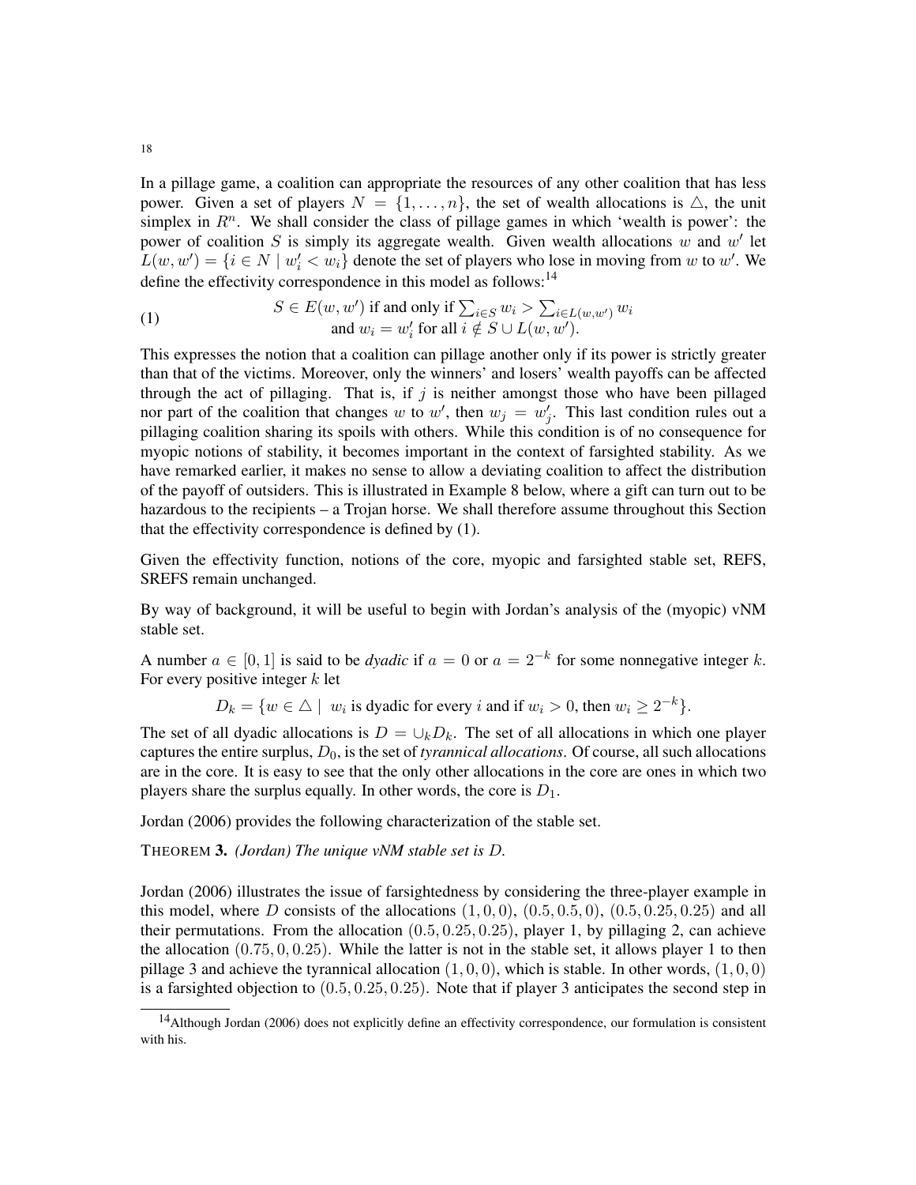In a pillage game, a coalition can appropriate the resources of any other coalition that has less power. Given a set of players $N = \{1, \ldots, n\}$, the set of wealth allocations is $\triangle$, the unit simplex in $R^n$. We shall consider the class of pillage games in which 'wealth is power': the power of coalition $S$ is simply its aggregate wealth. Given wealth allocations $w$ and $w'$ let $L(w, w') = \{i \in N \mid w'_i < w_i\}$ denote the set of players who lose in moving from $w$ to $w'$. We define the effectivity correspondence in this model as follows:[14]

$$
\begin{aligned}
(1) \qquad S \in E(w, w') \text{ if and only if } \textstyle\sum_{i \in S} w_i > \sum_{i \in L(w,w')} w_i \\
\text{and } w_i = w'_i \text{ for all } i \notin S \cup L(w, w').
\end{aligned}
$$

This expresses the notion that a coalition can pillage another only if its power is strictly greater than that of the victims. Moreover, only the winners' and losers' wealth payoffs can be affected through the act of pillaging. That is, if $j$ is neither amongst those who have been pillaged nor part of the coalition that changes $w$ to $w'$, then $w_j = w'_j$. This last condition rules out a pillaging coalition sharing its spoils with others. While this condition is of no consequence for myopic notions of stability, it becomes important in the context of farsighted stability. As we have remarked earlier, it makes no sense to allow a deviating coalition to affect the distribution of the payoff of outsiders. This is illustrated in Example 8 below, where a gift can turn out to be hazardous to the recipients – a Trojan horse. We shall therefore assume throughout this Section that the effectivity correspondence is defined by (1).

Given the effectivity function, notions of the core, myopic and farsighted stable set, REFS, SREFS remain unchanged.

By way of background, it will be useful to begin with Jordan's analysis of the (myopic) vNM stable set.

A number $a \in [0, 1]$ is said to be *dyadic* if $a = 0$ or $a = 2^{-k}$ for some nonnegative integer $k$. For every positive integer $k$ let

$$
D_k = \{w \in \triangle \mid \ w_i \text{ is dyadic for every } i \text{ and if } w_i > 0, \text{ then } w_i \geq 2^{-k}\}.
$$

The set of all dyadic allocations is $D = \cup_k D_k$. The set of all allocations in which one player captures the entire surplus, $D_0$, is the set of *tyrannical allocations*. Of course, all such allocations are in the core. It is easy to see that the only other allocations in the core are ones in which two players share the surplus equally. In other words, the core is $D_1$.

Jordan (2006) provides the following characterization of the stable set.

THEOREM **3.** *(Jordan) The unique vNM stable set is $D$.*

Jordan (2006) illustrates the issue of farsightedness by considering the three-player example in this model, where $D$ consists of the allocations $(1, 0, 0)$, $(0.5, 0.5, 0)$, $(0.5, 0.25, 0.25)$ and all their permutations. From the allocation $(0.5, 0.25, 0.25)$, player 1, by pillaging 2, can achieve the allocation $(0.75, 0, 0.25)$. While the latter is not in the stable set, it allows player 1 to then pillage 3 and achieve the tyrannical allocation $(1, 0, 0)$, which is stable. In other words, $(1, 0, 0)$ is a farsighted objection to $(0.5, 0.25, 0.25)$. Note that if player 3 anticipates the second step in

[14] Although Jordan (2006) does not explicitly define an effectivity correspondence, our formulation is consistent with his.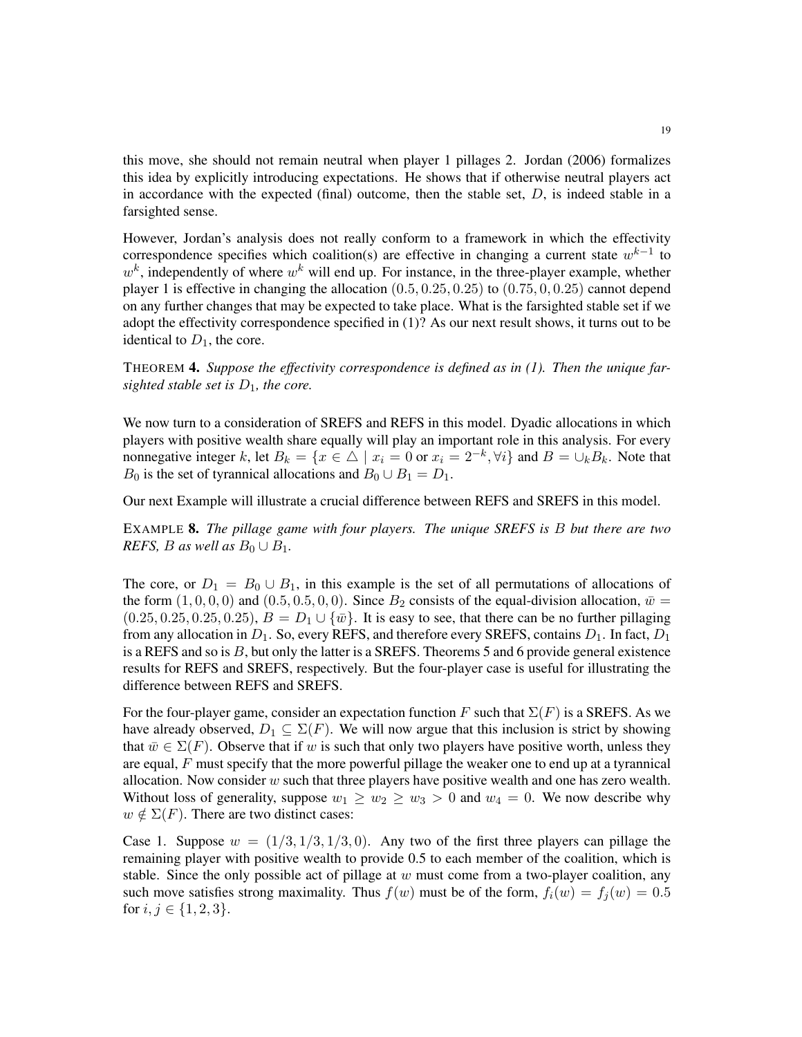this move, she should not remain neutral when player 1 pillages 2. Jordan (2006) formalizes this idea by explicitly introducing expectations. He shows that if otherwise neutral players act in accordance with the expected (final) outcome, then the stable set, $D$, is indeed stable in a farsighted sense.

However, Jordan's analysis does not really conform to a framework in which the effectivity correspondence specifies which coalition(s) are effective in changing a current state $w^{k-1}$ to $w^k$, independently of where $w^k$ will end up. For instance, in the three-player example, whether player 1 is effective in changing the allocation $(0.5, 0.25, 0.25)$ to $(0.75, 0, 0.25)$ cannot depend on any further changes that may be expected to take place. What is the farsighted stable set if we adopt the effectivity correspondence specified in (1)? As our next result shows, it turns out to be identical to $D_1$, the core.

THEOREM **4.** *Suppose the effectivity correspondence is defined as in (1). Then the unique farsighted stable set is $D_1$, the core.*

We now turn to a consideration of SREFS and REFS in this model. Dyadic allocations in which players with positive wealth share equally will play an important role in this analysis. For every nonnegative integer $k$, let $B_k = \{x \in \triangle \mid x_i = 0 \text{ or } x_i = 2^{-k}, \forall i\}$ and $B = \cup_k B_k$. Note that $B_0$ is the set of tyrannical allocations and $B_0 \cup B_1 = D_1$.

Our next Example will illustrate a crucial difference between REFS and SREFS in this model.

EXAMPLE **8.** *The pillage game with four players. The unique SREFS is $B$ but there are two REFS, $B$ as well as $B_0 \cup B_1$.*

The core, or $D_1 = B_0 \cup B_1$, in this example is the set of all permutations of allocations of the form $(1, 0, 0, 0)$ and $(0.5, 0.5, 0, 0)$. Since $B_2$ consists of the equal-division allocation, $\bar{w} = (0.25, 0.25, 0.25, 0.25)$, $B = D_1 \cup \{\bar{w}\}$. It is easy to see, that there can be no further pillaging from any allocation in $D_1$. So, every REFS, and therefore every SREFS, contains $D_1$. In fact, $D_1$ is a REFS and so is $B$, but only the latter is a SREFS. Theorems 5 and 6 provide general existence results for REFS and SREFS, respectively. But the four-player case is useful for illustrating the difference between REFS and SREFS.

For the four-player game, consider an expectation function $F$ such that $\Sigma(F)$ is a SREFS. As we have already observed, $D_1 \subseteq \Sigma(F)$. We will now argue that this inclusion is strict by showing that $\bar{w} \in \Sigma(F)$. Observe that if $w$ is such that only two players have positive worth, unless they are equal, $F$ must specify that the more powerful pillage the weaker one to end up at a tyrannical allocation. Now consider $w$ such that three players have positive wealth and one has zero wealth. Without loss of generality, suppose $w_1 \geq w_2 \geq w_3 > 0$ and $w_4 = 0$. We now describe why $w \notin \Sigma(F)$. There are two distinct cases:

Case 1. Suppose $w = (1/3, 1/3, 1/3, 0)$. Any two of the first three players can pillage the remaining player with positive wealth to provide 0.5 to each member of the coalition, which is stable. Since the only possible act of pillage at $w$ must come from a two-player coalition, any such move satisfies strong maximality. Thus $f(w)$ must be of the form, $f_i(w) = f_j(w) = 0.5$ for $i, j \in \{1, 2, 3\}$.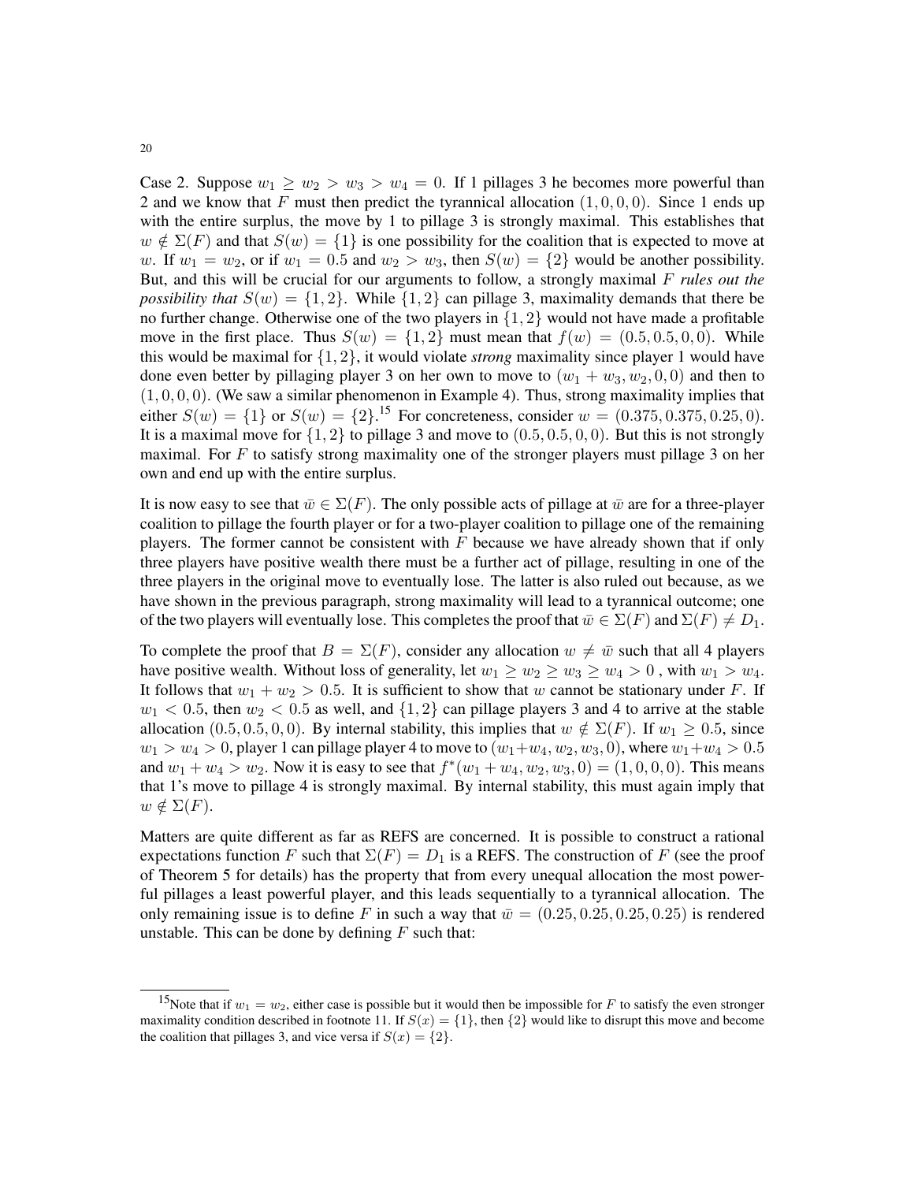Case 2. Suppose $w_1 \geq w_2 > w_3 > w_4 = 0$. If 1 pillages 3 he becomes more powerful than 2 and we know that $F$ must then predict the tyrannical allocation $(1, 0, 0, 0)$. Since 1 ends up with the entire surplus, the move by 1 to pillage 3 is strongly maximal. This establishes that $w \notin \Sigma(F)$ and that $S(w) = \{1\}$ is one possibility for the coalition that is expected to move at $w$. If $w_1 = w_2$, or if $w_1 = 0.5$ and $w_2 > w_3$, then $S(w) = \{2\}$ would be another possibility. But, and this will be crucial for our arguments to follow, a strongly maximal $F$ *rules out the possibility that* $S(w) = \{1, 2\}$. While $\{1, 2\}$ can pillage 3, maximality demands that there be no further change. Otherwise one of the two players in $\{1, 2\}$ would not have made a profitable move in the first place. Thus $S(w) = \{1, 2\}$ must mean that $f(w) = (0.5, 0.5, 0, 0)$. While this would be maximal for $\{1, 2\}$, it would violate *strong* maximality since player 1 would have done even better by pillaging player 3 on her own to move to $(w_1 + w_3, w_2, 0, 0)$ and then to $(1, 0, 0, 0)$. (We saw a similar phenomenon in Example 4). Thus, strong maximality implies that either $S(w) = \{1\}$ or $S(w) = \{2\}$.[15] For concreteness, consider $w = (0.375, 0.375, 0.25, 0)$. It is a maximal move for $\{1, 2\}$ to pillage 3 and move to $(0.5, 0.5, 0, 0)$. But this is not strongly maximal. For $F$ to satisfy strong maximality one of the stronger players must pillage 3 on her own and end up with the entire surplus.

It is now easy to see that $\bar{w} \in \Sigma(F)$. The only possible acts of pillage at $\bar{w}$ are for a three-player coalition to pillage the fourth player or for a two-player coalition to pillage one of the remaining players. The former cannot be consistent with $F$ because we have already shown that if only three players have positive wealth there must be a further act of pillage, resulting in one of the three players in the original move to eventually lose. The latter is also ruled out because, as we have shown in the previous paragraph, strong maximality will lead to a tyrannical outcome; one of the two players will eventually lose. This completes the proof that $\bar{w} \in \Sigma(F)$ and $\Sigma(F) \neq D_1$.

To complete the proof that $B = \Sigma(F)$, consider any allocation $w \neq \bar{w}$ such that all 4 players have positive wealth. Without loss of generality, let $w_1 \geq w_2 \geq w_3 \geq w_4 > 0$, with $w_1 > w_4$. It follows that $w_1 + w_2 > 0.5$. It is sufficient to show that $w$ cannot be stationary under $F$. If $w_1 < 0.5$, then $w_2 < 0.5$ as well, and $\{1, 2\}$ can pillage players 3 and 4 to arrive at the stable allocation $(0.5, 0.5, 0, 0)$. By internal stability, this implies that $w \notin \Sigma(F)$. If $w_1 \geq 0.5$, since $w_1 > w_4 > 0$, player 1 can pillage player 4 to move to $(w_1 + w_4, w_2, w_3, 0)$, where $w_1 + w_4 > 0.5$ and $w_1 + w_4 > w_2$. Now it is easy to see that $f^*(w_1 + w_4, w_2, w_3, 0) = (1, 0, 0, 0)$. This means that 1's move to pillage 4 is strongly maximal. By internal stability, this must again imply that $w \notin \Sigma(F)$.

Matters are quite different as far as REFS are concerned. It is possible to construct a rational expectations function $F$ such that $\Sigma(F) = D_1$ is a REFS. The construction of $F$ (see the proof of Theorem 5 for details) has the property that from every unequal allocation the most powerful pillages a least powerful player, and this leads sequentially to a tyrannical allocation. The only remaining issue is to define $F$ in such a way that $\bar{w} = (0.25, 0.25, 0.25, 0.25)$ is rendered unstable. This can be done by defining $F$ such that:

[15] Note that if $w_1 = w_2$, either case is possible but it would then be impossible for $F$ to satisfy the even stronger maximality condition described in footnote 11. If $S(x) = \{1\}$, then $\{2\}$ would like to disrupt this move and become the coalition that pillages 3, and vice versa if $S(x) = \{2\}$.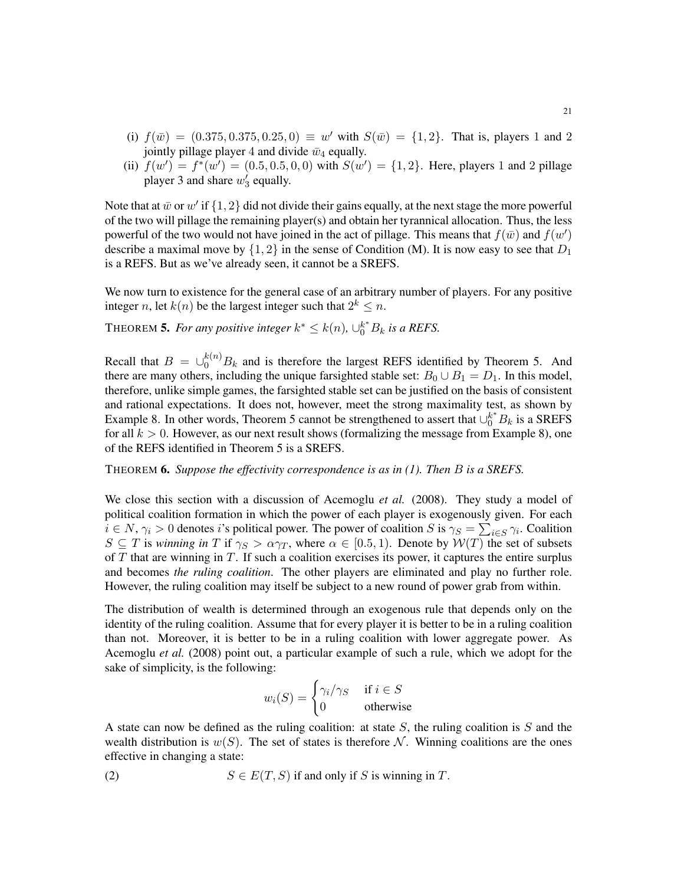(i) $f(\bar{w}) = (0.375, 0.375, 0.25, 0) \equiv w'$ with $S(\bar{w}) = \{1, 2\}$. That is, players 1 and 2 jointly pillage player 4 and divide $\bar{w}_4$ equally.

(ii) $f(w') = f^*(w') = (0.5, 0.5, 0, 0)$ with $S(w') = \{1, 2\}$. Here, players 1 and 2 pillage player 3 and share $w'_3$ equally.

Note that at $\bar{w}$ or $w'$ if $\{1, 2\}$ did not divide their gains equally, at the next stage the more powerful of the two will pillage the remaining player(s) and obtain her tyrannical allocation. Thus, the less powerful of the two would not have joined in the act of pillage. This means that $f(\bar{w})$ and $f(w')$ describe a maximal move by $\{1, 2\}$ in the sense of Condition (M). It is now easy to see that $D_1$ is a REFS. But as we've already seen, it cannot be a SREFS.

We now turn to existence for the general case of an arbitrary number of players. For any positive integer $n$, let $k(n)$ be the largest integer such that $2^k \leq n$.

THEOREM **5.** *For any positive integer $k^* \leq k(n)$, $\cup_0^{k^*} B_k$ is a REFS.*

Recall that $B = \cup_0^{k(n)} B_k$ and is therefore the largest REFS identified by Theorem 5. And there are many others, including the unique farsighted stable set: $B_0 \cup B_1 = D_1$. In this model, therefore, unlike simple games, the farsighted stable set can be justified on the basis of consistent and rational expectations. It does not, however, meet the strong maximality test, as shown by Example 8. In other words, Theorem 5 cannot be strengthened to assert that $\cup_0^{k^*} B_k$ is a SREFS for all $k > 0$. However, as our next result shows (formalizing the message from Example 8), one of the REFS identified in Theorem 5 is a SREFS.

THEOREM **6.** *Suppose the effectivity correspondence is as in (1). Then $B$ is a SREFS.*

We close this section with a discussion of Acemoglu *et al.* (2008). They study a model of political coalition formation in which the power of each player is exogenously given. For each $i \in N$, $\gamma_i > 0$ denotes $i$'s political power. The power of coalition $S$ is $\gamma_S = \sum_{i \in S} \gamma_i$. Coalition $S \subseteq T$ is *winning in* $T$ if $\gamma_S > \alpha \gamma_T$, where $\alpha \in [0.5, 1)$. Denote by $\mathcal{W}(T)$ the set of subsets of $T$ that are winning in $T$. If such a coalition exercises its power, it captures the entire surplus and becomes *the ruling coalition*. The other players are eliminated and play no further role. However, the ruling coalition may itself be subject to a new round of power grab from within.

The distribution of wealth is determined through an exogenous rule that depends only on the identity of the ruling coalition. Assume that for every player it is better to be in a ruling coalition than not. Moreover, it is better to be in a ruling coalition with lower aggregate power. As Acemoglu *et al.* (2008) point out, a particular example of such a rule, which we adopt for the sake of simplicity, is the following:

$$w_i(S) = \begin{cases} \gamma_i / \gamma_S & \text{if } i \in S \\ 0 & \text{otherwise} \end{cases}$$

A state can now be defined as the ruling coalition: at state $S$, the ruling coalition is $S$ and the wealth distribution is $w(S)$. The set of states is therefore $\mathcal{N}$. Winning coalitions are the ones effective in changing a state:

$$S \in E(T, S) \text{ if and only if } S \text{ is winning in } T. \tag{2}$$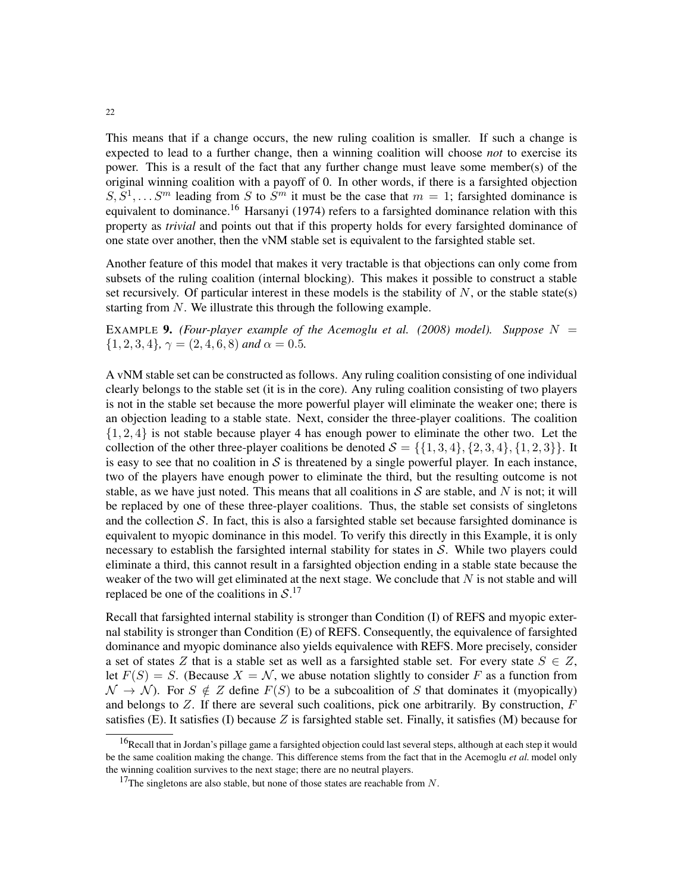This means that if a change occurs, the new ruling coalition is smaller. If such a change is expected to lead to a further change, then a winning coalition will choose *not* to exercise its power. This is a result of the fact that any further change must leave some member(s) of the original winning coalition with a payoff of 0. In other words, if there is a farsighted objection $S, S^1, \dots S^m$ leading from $S$ to $S^m$ it must be the case that $m = 1$; farsighted dominance is equivalent to dominance.[16] Harsanyi (1974) refers to a farsighted dominance relation with this property as *trivial* and points out that if this property holds for every farsighted dominance of one state over another, then the vNM stable set is equivalent to the farsighted stable set.

Another feature of this model that makes it very tractable is that objections can only come from subsets of the ruling coalition (internal blocking). This makes it possible to construct a stable set recursively. Of particular interest in these models is the stability of $N$, or the stable state(s) starting from $N$. We illustrate this through the following example.

EXAMPLE **9.** *(Four-player example of the Acemoglu et al. (2008) model). Suppose $N = \{1, 2, 3, 4\}$, $\gamma = (2, 4, 6, 8)$ and $\alpha = 0.5$.*

A vNM stable set can be constructed as follows. Any ruling coalition consisting of one individual clearly belongs to the stable set (it is in the core). Any ruling coalition consisting of two players is not in the stable set because the more powerful player will eliminate the weaker one; there is an objection leading to a stable state. Next, consider the three-player coalitions. The coalition $\{1, 2, 4\}$ is not stable because player 4 has enough power to eliminate the other two. Let the collection of the other three-player coalitions be denoted $\mathcal{S} = \{\{1, 3, 4\}, \{2, 3, 4\}, \{1, 2, 3\}\}$. It is easy to see that no coalition in $\mathcal{S}$ is threatened by a single powerful player. In each instance, two of the players have enough power to eliminate the third, but the resulting outcome is not stable, as we have just noted. This means that all coalitions in $\mathcal{S}$ are stable, and $N$ is not; it will be replaced by one of these three-player coalitions. Thus, the stable set consists of singletons and the collection $\mathcal{S}$. In fact, this is also a farsighted stable set because farsighted dominance is equivalent to myopic dominance in this model. To verify this directly in this Example, it is only necessary to establish the farsighted internal stability for states in $\mathcal{S}$. While two players could eliminate a third, this cannot result in a farsighted objection ending in a stable state because the weaker of the two will get eliminated at the next stage. We conclude that $N$ is not stable and will replaced be one of the coalitions in $\mathcal{S}$.[17]

Recall that farsighted internal stability is stronger than Condition (I) of REFS and myopic external stability is stronger than Condition (E) of REFS. Consequently, the equivalence of farsighted dominance and myopic dominance also yields equivalence with REFS. More precisely, consider a set of states $Z$ that is a stable set as well as a farsighted stable set. For every state $S \in Z$, let $F(S) = S$. (Because $X = \mathcal{N}$, we abuse notation slightly to consider $F$ as a function from $\mathcal{N} \to \mathcal{N}$). For $S \notin Z$ define $F(S)$ to be a subcoalition of $S$ that dominates it (myopically) and belongs to $Z$. If there are several such coalitions, pick one arbitrarily. By construction, $F$ satisfies (E). It satisfies (I) because $Z$ is farsighted stable set. Finally, it satisfies (M) because for

[16] Recall that in Jordan's pillage game a farsighted objection could last several steps, although at each step it would be the same coalition making the change. This difference stems from the fact that in the Acemoglu *et al.* model only the winning coalition survives to the next stage; there are no neutral players.

[17] The singletons are also stable, but none of those states are reachable from $N$.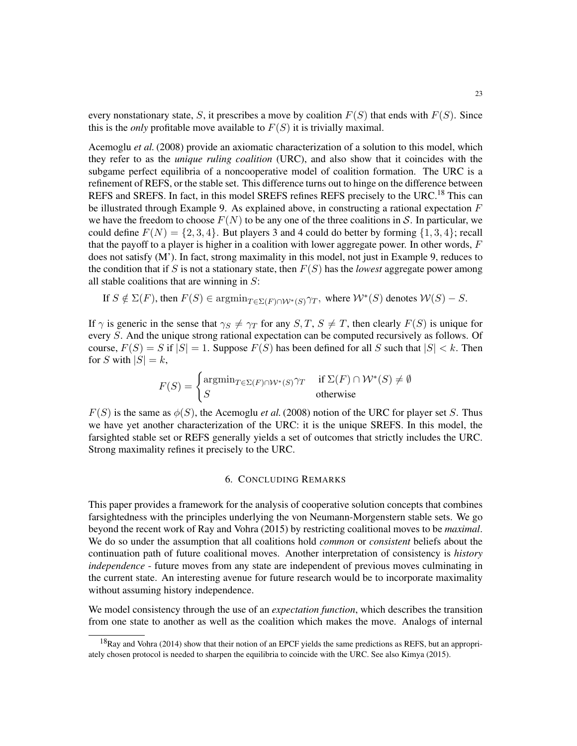every nonstationary state, $S$, it prescribes a move by coalition $F(S)$ that ends with $F(S)$. Since this is the *only* profitable move available to $F(S)$ it is trivially maximal.

Acemoglu *et al.* (2008) provide an axiomatic characterization of a solution to this model, which they refer to as the *unique ruling coalition* (URC), and also show that it coincides with the subgame perfect equilibria of a noncooperative model of coalition formation. The URC is a refinement of REFS, or the stable set. This difference turns out to hinge on the difference between REFS and SREFS. In fact, in this model SREFS refines REFS precisely to the URC.[18] This can be illustrated through Example 9. As explained above, in constructing a rational expectation $F$ we have the freedom to choose $F(N)$ to be any one of the three coalitions in $\mathcal{S}$. In particular, we could define $F(N) = \{2, 3, 4\}$. But players 3 and 4 could do better by forming $\{1, 3, 4\}$; recall that the payoff to a player is higher in a coalition with lower aggregate power. In other words, $F$ does not satisfy (M'). In fact, strong maximality in this model, not just in Example 9, reduces to the condition that if $S$ is not a stationary state, then $F(S)$ has the *lowest* aggregate power among all stable coalitions that are winning in $S$:

If $S \notin \Sigma(F)$, then $F(S) \in \text{argmin}_{T \in \Sigma(F) \cap \mathcal{W}^*(S)} \gamma_T$, where $\mathcal{W}^*(S)$ denotes $\mathcal{W}(S) - S$.

If $\gamma$ is generic in the sense that $\gamma_S \neq \gamma_T$ for any $S, T$, $S \neq T$, then clearly $F(S)$ is unique for every $S$. And the unique strong rational expectation can be computed recursively as follows. Of course, $F(S) = S$ if $|S| = 1$. Suppose $F(S)$ has been defined for all $S$ such that $|S| < k$. Then for $S$ with $|S| = k$,

$$F(S) = \begin{cases} \text{argmin}_{T \in \Sigma(F) \cap \mathcal{W}^*(S)} \gamma_T & \text{if } \Sigma(F) \cap \mathcal{W}^*(S) \neq \emptyset \\ S & \text{otherwise} \end{cases}$$

$F(S)$ is the same as $\phi(S)$, the Acemoglu *et al.* (2008) notion of the URC for player set $S$. Thus we have yet another characterization of the URC: it is the unique SREFS. In this model, the farsighted stable set or REFS generally yields a set of outcomes that strictly includes the URC. Strong maximality refines it precisely to the URC.

## 6. Concluding Remarks

This paper provides a framework for the analysis of cooperative solution concepts that combines farsightedness with the principles underlying the von Neumann-Morgenstern stable sets. We go beyond the recent work of Ray and Vohra (2015) by restricting coalitional moves to be *maximal*. We do so under the assumption that all coalitions hold *common* or *consistent* beliefs about the continuation path of future coalitional moves. Another interpretation of consistency is *history independence* - future moves from any state are independent of previous moves culminating in the current state. An interesting avenue for future research would be to incorporate maximality without assuming history independence.

We model consistency through the use of an *expectation function*, which describes the transition from one state to another as well as the coalition which makes the move. Analogs of internal

[18] Ray and Vohra (2014) show that their notion of an EPCF yields the same predictions as REFS, but an appropriately chosen protocol is needed to sharpen the equilibria to coincide with the URC. See also Kimya (2015).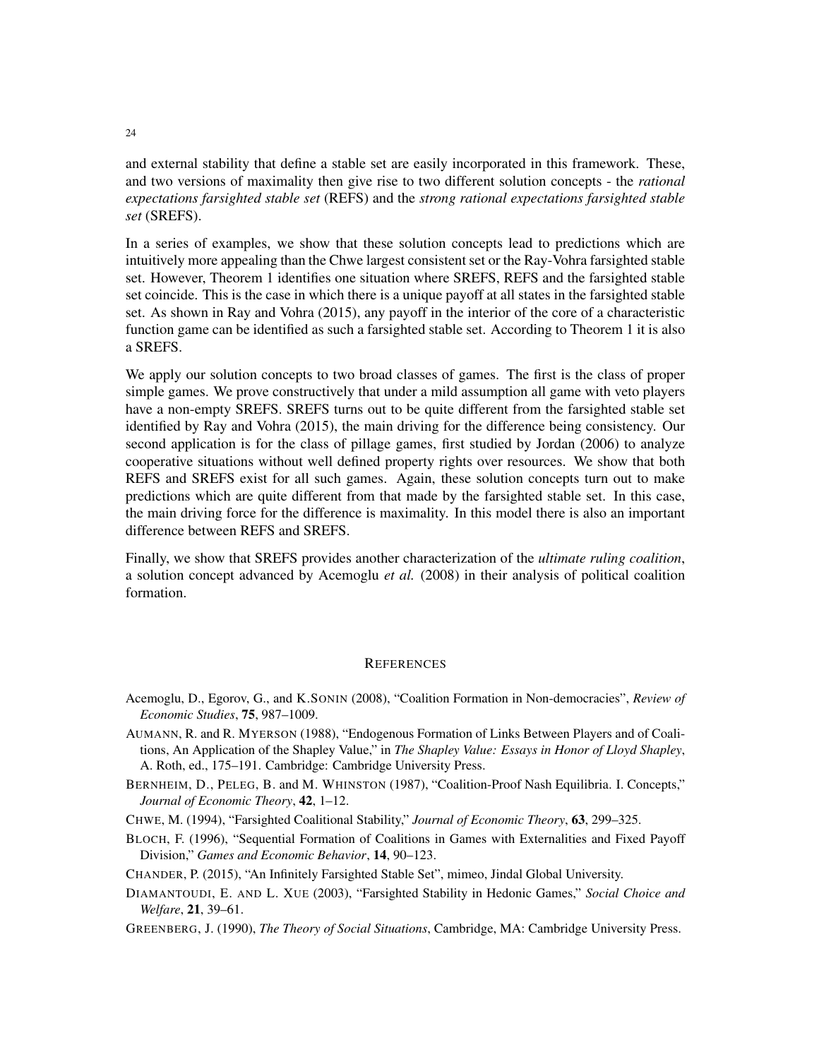and external stability that define a stable set are easily incorporated in this framework. These, and two versions of maximality then give rise to two different solution concepts - the *rational expectations farsighted stable set* (REFS) and the *strong rational expectations farsighted stable set* (SREFS).

In a series of examples, we show that these solution concepts lead to predictions which are intuitively more appealing than the Chwe largest consistent set or the Ray-Vohra farsighted stable set. However, Theorem 1 identifies one situation where SREFS, REFS and the farsighted stable set coincide. This is the case in which there is a unique payoff at all states in the farsighted stable set. As shown in Ray and Vohra (2015), any payoff in the interior of the core of a characteristic function game can be identified as such a farsighted stable set. According to Theorem 1 it is also a SREFS.

We apply our solution concepts to two broad classes of games. The first is the class of proper simple games. We prove constructively that under a mild assumption all game with veto players have a non-empty SREFS. SREFS turns out to be quite different from the farsighted stable set identified by Ray and Vohra (2015), the main driving for the difference being consistency. Our second application is for the class of pillage games, first studied by Jordan (2006) to analyze cooperative situations without well defined property rights over resources. We show that both REFS and SREFS exist for all such games. Again, these solution concepts turn out to make predictions which are quite different from that made by the farsighted stable set. In this case, the main driving force for the difference is maximality. In this model there is also an important difference between REFS and SREFS.

Finally, we show that SREFS provides another characterization of the *ultimate ruling coalition*, a solution concept advanced by Acemoglu *et al.* (2008) in their analysis of political coalition formation.

## REFERENCES

Acemoglu, D., Egorov, G., and K.Sonin (2008), "Coalition Formation in Non-democracies", *Review of Economic Studies*, **75**, 987–1009.

Aumann, R. and R. Myerson (1988), "Endogenous Formation of Links Between Players and of Coalitions, An Application of the Shapley Value," in *The Shapley Value: Essays in Honor of Lloyd Shapley*, A. Roth, ed., 175–191. Cambridge: Cambridge University Press.

Bernheim, D., Peleg, B. and M. Whinston (1987), "Coalition-Proof Nash Equilibria. I. Concepts," *Journal of Economic Theory*, **42**, 1–12.

Chwe, M. (1994), "Farsighted Coalitional Stability," *Journal of Economic Theory*, **63**, 299–325.

Bloch, F. (1996), "Sequential Formation of Coalitions in Games with Externalities and Fixed Payoff Division," *Games and Economic Behavior*, **14**, 90–123.

Chander, P. (2015), "An Infinitely Farsighted Stable Set", mimeo, Jindal Global University.

Diamantoudi, E. and L. Xue (2003), "Farsighted Stability in Hedonic Games," *Social Choice and Welfare*, **21**, 39–61.

Greenberg, J. (1990), *The Theory of Social Situations*, Cambridge, MA: Cambridge University Press.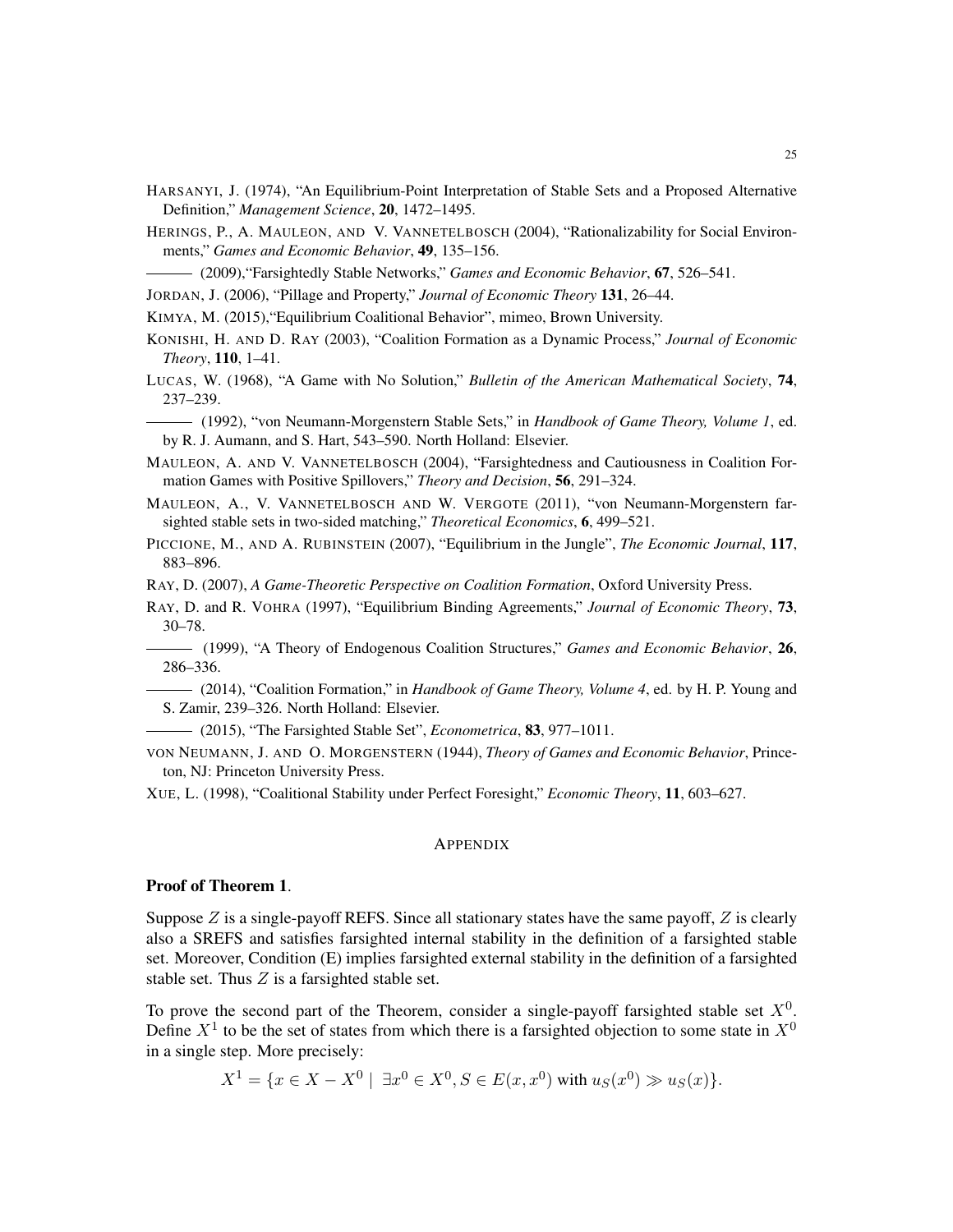HARSANYI, J. (1974), "An Equilibrium-Point Interpretation of Stable Sets and a Proposed Alternative Definition," *Management Science*, **20**, 1472–1495.

HERINGS, P., A. MAULEON, AND V. VANNETELBOSCH (2004), "Rationalizability for Social Environments," *Games and Economic Behavior*, **49**, 135–156.

——— (2009),"Farsightedly Stable Networks," *Games and Economic Behavior*, **67**, 526–541.

JORDAN, J. (2006), "Pillage and Property," *Journal of Economic Theory* **131**, 26–44.

KIMYA, M. (2015),"Equilibrium Coalitional Behavior", mimeo, Brown University.

KONISHI, H. AND D. RAY (2003), "Coalition Formation as a Dynamic Process," *Journal of Economic Theory*, **110**, 1–41.

LUCAS, W. (1968), "A Game with No Solution," *Bulletin of the American Mathematical Society*, **74**, 237–239.

——— (1992), "von Neumann-Morgenstern Stable Sets," in *Handbook of Game Theory, Volume 1*, ed. by R. J. Aumann, and S. Hart, 543–590. North Holland: Elsevier.

MAULEON, A. AND V. VANNETELBOSCH (2004), "Farsightedness and Cautiousness in Coalition Formation Games with Positive Spillovers," *Theory and Decision*, **56**, 291–324.

MAULEON, A., V. VANNETELBOSCH AND W. VERGOTE (2011), "von Neumann-Morgenstern farsighted stable sets in two-sided matching," *Theoretical Economics*, **6**, 499–521.

PICCIONE, M., AND A. RUBINSTEIN (2007), "Equilibrium in the Jungle", *The Economic Journal*, **117**, 883–896.

RAY, D. (2007), *A Game-Theoretic Perspective on Coalition Formation*, Oxford University Press.

RAY, D. and R. VOHRA (1997), "Equilibrium Binding Agreements," *Journal of Economic Theory*, **73**, 30–78.

——— (1999), "A Theory of Endogenous Coalition Structures," *Games and Economic Behavior*, **26**, 286–336.

——— (2014), "Coalition Formation," in *Handbook of Game Theory, Volume 4*, ed. by H. P. Young and S. Zamir, 239–326. North Holland: Elsevier.

——— (2015), "The Farsighted Stable Set", *Econometrica*, **83**, 977–1011.

VON NEUMANN, J. AND O. MORGENSTERN (1944), *Theory of Games and Economic Behavior*, Princeton, NJ: Princeton University Press.

XUE, L. (1998), "Coalitional Stability under Perfect Foresight," *Economic Theory*, **11**, 603–627.

## APPENDIX

**Proof of Theorem 1**.

Suppose $Z$ is a single-payoff REFS. Since all stationary states have the same payoff, $Z$ is clearly also a SREFS and satisfies farsighted internal stability in the definition of a farsighted stable set. Moreover, Condition (E) implies farsighted external stability in the definition of a farsighted stable set. Thus $Z$ is a farsighted stable set.

To prove the second part of the Theorem, consider a single-payoff farsighted stable set $X^0$. Define $X^1$ to be the set of states from which there is a farsighted objection to some state in $X^0$ in a single step. More precisely:

$$X^1 = \{x \in X - X^0 \mid \exists x^0 \in X^0, S \in E(x, x^0) \text{ with } u_S(x^0) \gg u_S(x)\}.$$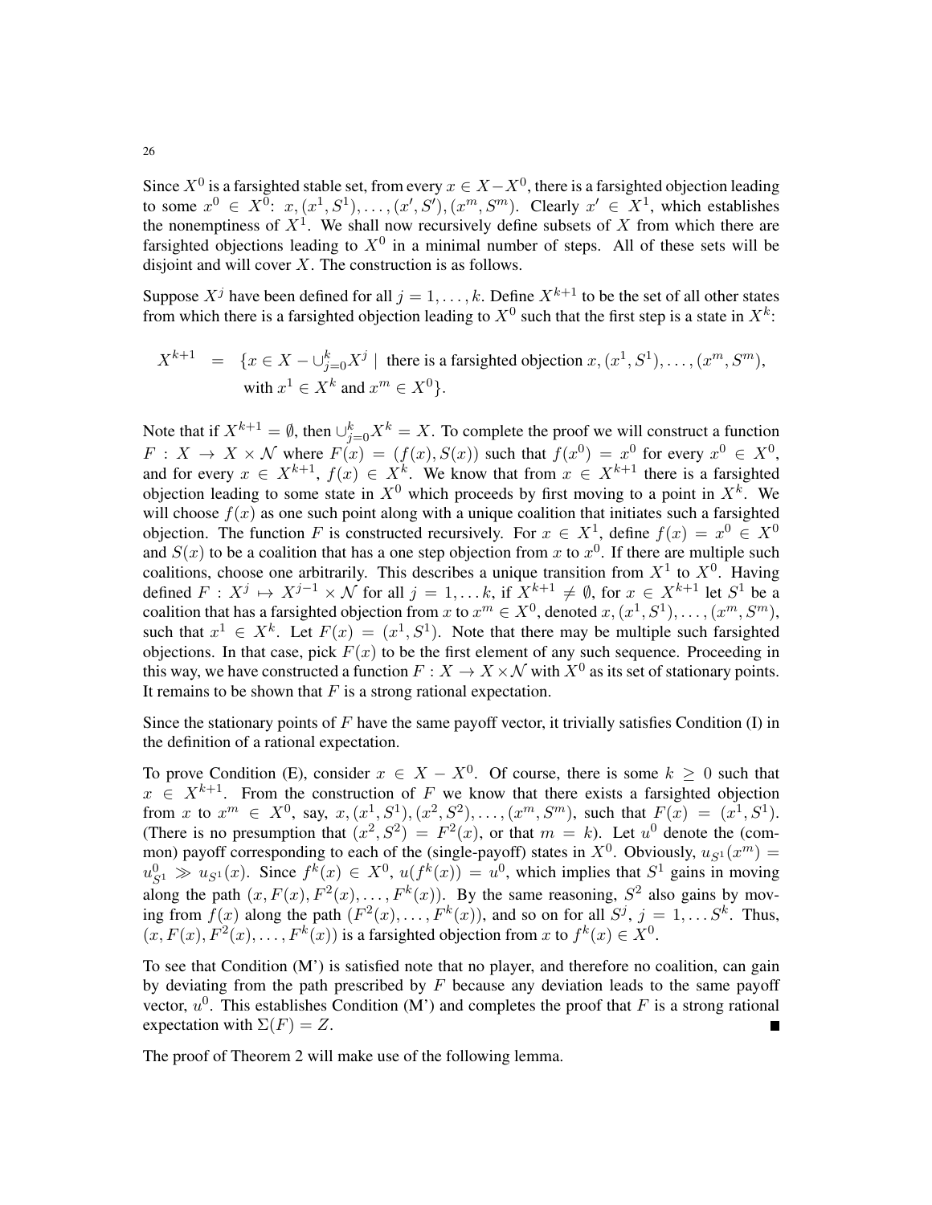Since $X^0$ is a farsighted stable set, from every $x \in X - X^0$, there is a farsighted objection leading to some $x^0 \in X^0$: $x, (x^1, S^1), \ldots, (x', S'), (x^m, S^m)$. Clearly $x' \in X^1$, which establishes the nonemptiness of $X^1$. We shall now recursively define subsets of $X$ from which there are farsighted objections leading to $X^0$ in a minimal number of steps. All of these sets will be disjoint and will cover $X$. The construction is as follows.

Suppose $X^j$ have been defined for all $j = 1, \ldots, k$. Define $X^{k+1}$ to be the set of all other states from which there is a farsighted objection leading to $X^0$ such that the first step is a state in $X^k$:

$$X^{k+1} = \{x \in X - \cup_{j=0}^{k} X^j \mid \text{ there is a farsighted objection } x, (x^1, S^1), \ldots, (x^m, S^m), \text{ with } x^1 \in X^k \text{ and } x^m \in X^0\}.$$

Note that if $X^{k+1} = \emptyset$, then $\cup_{j=0}^{k} X^k = X$. To complete the proof we will construct a function $F : X \to X \times \mathcal{N}$ where $F(x) = (f(x), S(x))$ such that $f(x^0) = x^0$ for every $x^0 \in X^0$, and for every $x \in X^{k+1}$, $f(x) \in X^k$. We know that from $x \in X^{k+1}$ there is a farsighted objection leading to some state in $X^0$ which proceeds by first moving to a point in $X^k$. We will choose $f(x)$ as one such point along with a unique coalition that initiates such a farsighted objection. The function $F$ is constructed recursively. For $x \in X^1$, define $f(x) = x^0 \in X^0$ and $S(x)$ to be a coalition that has a one step objection from $x$ to $x^0$. If there are multiple such coalitions, choose one arbitrarily. This describes a unique transition from $X^1$ to $X^0$. Having defined $F : X^j \mapsto X^{j-1} \times \mathcal{N}$ for all $j = 1, \ldots k$, if $X^{k+1} \neq \emptyset$, for $x \in X^{k+1}$ let $S^1$ be a coalition that has a farsighted objection from $x$ to $x^m \in X^0$, denoted $x, (x^1, S^1), \ldots, (x^m, S^m)$, such that $x^1 \in X^k$. Let $F(x) = (x^1, S^1)$. Note that there may be multiple such farsighted objections. In that case, pick $F(x)$ to be the first element of any such sequence. Proceeding in this way, we have constructed a function $F : X \to X \times \mathcal{N}$ with $X^0$ as its set of stationary points. It remains to be shown that $F$ is a strong rational expectation.

Since the stationary points of $F$ have the same payoff vector, it trivially satisfies Condition (I) in the definition of a rational expectation.

To prove Condition (E), consider $x \in X - X^0$. Of course, there is some $k \geq 0$ such that $x \in X^{k+1}$. From the construction of $F$ we know that there exists a farsighted objection from $x$ to $x^m \in X^0$, say, $x, (x^1, S^1), (x^2, S^2), \ldots, (x^m, S^m)$, such that $F(x) = (x^1, S^1)$. (There is no presumption that $(x^2, S^2) = F^2(x)$, or that $m = k$). Let $u^0$ denote the (common) payoff corresponding to each of the (single-payoff) states in $X^0$. Obviously, $u_{S^1}(x^m) = u^0_{S^1} \gg u_{S^1}(x)$. Since $f^k(x) \in X^0$, $u(f^k(x)) = u^0$, which implies that $S^1$ gains in moving along the path $(x, F(x), F^2(x), \ldots, F^k(x))$. By the same reasoning, $S^2$ also gains by moving from $f(x)$ along the path $(F^2(x), \ldots, F^k(x))$, and so on for all $S^j$, $j = 1, \ldots S^k$. Thus, $(x, F(x), F^2(x), \ldots, F^k(x))$ is a farsighted objection from $x$ to $f^k(x) \in X^0$.

To see that Condition (M') is satisfied note that no player, and therefore no coalition, can gain by deviating from the path prescribed by $F$ because any deviation leads to the same payoff vector, $u^0$. This establishes Condition (M') and completes the proof that $F$ is a strong rational expectation with $\Sigma(F) = Z$. ∎

The proof of Theorem 2 will make use of the following lemma.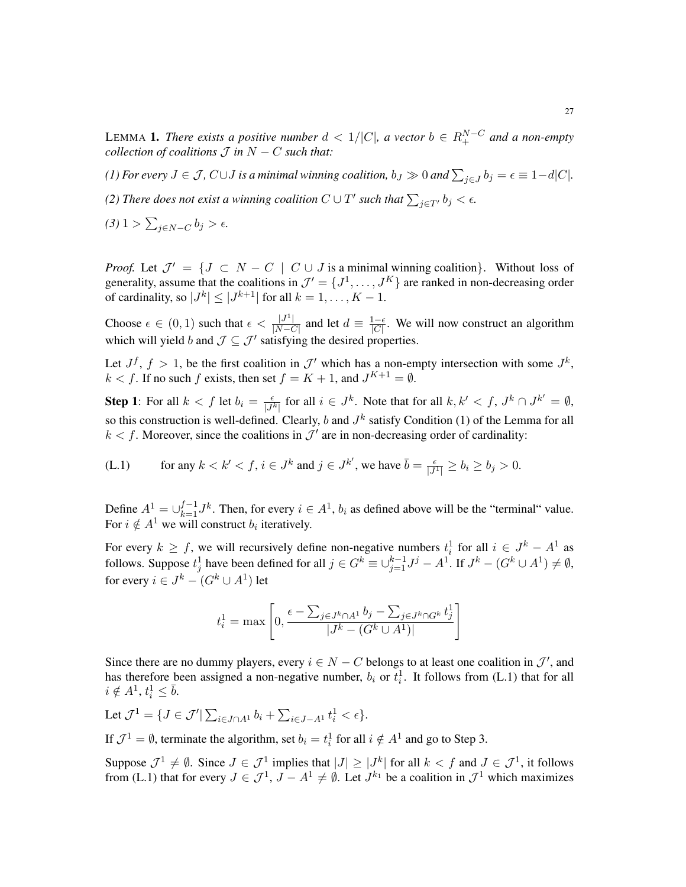LEMMA **1.** *There exists a positive number $d < 1/|C|$, a vector $b \in R_+^{N-C}$ and a non-empty collection of coalitions $\mathcal{J}$ in $N - C$ such that:*

*(1) For every $J \in \mathcal{J}$, $C \cup J$ is a minimal winning coalition, $b_J \gg 0$ and $\sum_{j \in J} b_j = \epsilon \equiv 1 - d|C|$.*

*(2) There does not exist a winning coalition $C \cup T'$ such that $\sum_{j \in T'} b_j < \epsilon$.*

*(3) $1 > \sum_{j \in N-C} b_j > \epsilon$.*

*Proof.* Let $\mathcal{J}' = \{J \subset N - C \mid C \cup J \text{ is a minimal winning coalition}\}$. Without loss of generality, assume that the coalitions in $\mathcal{J}' = \{J^1, \ldots, J^K\}$ are ranked in non-decreasing order of cardinality, so $|J^k| \le |J^{k+1}|$ for all $k = 1, \ldots, K - 1$.

Choose $\epsilon \in (0, 1)$ such that $\epsilon < \frac{|J^1|}{|N-C|}$ and let $d \equiv \frac{1-\epsilon}{|C|}$. We will now construct an algorithm which will yield $b$ and $\mathcal{J} \subseteq \mathcal{J}'$ satisfying the desired properties.

Let $J^f$, $f > 1$, be the first coalition in $\mathcal{J}'$ which has a non-empty intersection with some $J^k$, $k < f$. If no such $f$ exists, then set $f = K + 1$, and $J^{K+1} = \emptyset$.

**Step 1**: For all $k < f$ let $b_i = \frac{\epsilon}{|J^k|}$ for all $i \in J^k$. Note that for all $k, k' < f$, $J^k \cap J^{k'} = \emptyset$, so this construction is well-defined. Clearly, $b$ and $J^k$ satisfy Condition (1) of the Lemma for all $k < f$. Moreover, since the coalitions in $\mathcal{J}'$ are in non-decreasing order of cardinality:

(L.1) for any $k < k' < f$, $i \in J^k$ and $j \in J^{k'}$, we have $\bar{b} = \frac{\epsilon}{|J^1|} \ge b_i \ge b_j > 0$.

Define $A^1 = \cup_{k=1}^{f-1} J^k$. Then, for every $i \in A^1$, $b_i$ as defined above will be the "terminal" value. For $i \notin A^1$ we will construct $b_i$ iteratively.

For every $k \ge f$, we will recursively define non-negative numbers $t_i^1$ for all $i \in J^k - A^1$ as follows. Suppose $t_j^1$ have been defined for all $j \in G^k \equiv \cup_{j=1}^{k-1} J^j - A^1$. If $J^k - (G^k \cup A^1) \ne \emptyset$, for every $i \in J^k - (G^k \cup A^1)$ let

$$t_i^1 = \max\left[0, \frac{\epsilon - \sum_{j \in J^k \cap A^1} b_j - \sum_{j \in J^k \cap G^k} t_j^1}{|J^k - (G^k \cup A^1)|}\right]$$

Since there are no dummy players, every $i \in N - C$ belongs to at least one coalition in $\mathcal{J}'$, and has therefore been assigned a non-negative number, $b_i$ or $t_i^1$. It follows from (L.1) that for all $i \notin A^1$, $t_i^1 \le \bar{b}$.

Let $\mathcal{J}^1 = \{J \in \mathcal{J}' \mid \sum_{i \in J \cap A^1} b_i + \sum_{i \in J - A^1} t_i^1 < \epsilon\}$.

If $\mathcal{J}^1 = \emptyset$, terminate the algorithm, set $b_i = t_i^1$ for all $i \notin A^1$ and go to Step 3.

Suppose $\mathcal{J}^1 \ne \emptyset$. Since $J \in \mathcal{J}^1$ implies that $|J| \ge |J^k|$ for all $k < f$ and $J \in \mathcal{J}^1$, it follows from (L.1) that for every $J \in \mathcal{J}^1$, $J - A^1 \ne \emptyset$. Let $J^{k_1}$ be a coalition in $\mathcal{J}^1$ which maximizes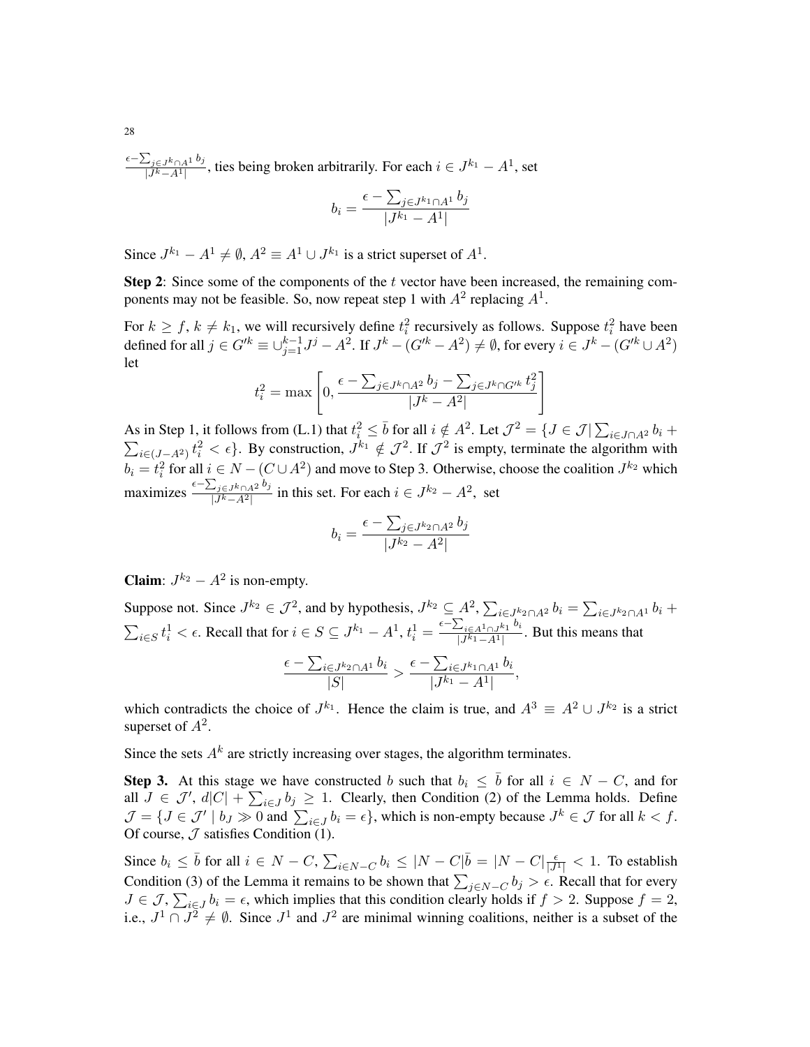$\frac{\epsilon - \sum_{j \in J^k \cap A^1} b_j}{|J^k - A^1|}$, ties being broken arbitrarily. For each $i \in J^{k_1} - A^1$, set

$$b_i = \frac{\epsilon - \sum_{j \in J^{k_1} \cap A^1} b_j}{|J^{k_1} - A^1|}$$

Since $J^{k_1} - A^1 \neq \emptyset$, $A^2 \equiv A^1 \cup J^{k_1}$ is a strict superset of $A^1$.

**Step 2**: Since some of the components of the $t$ vector have been increased, the remaining components may not be feasible. So, now repeat step 1 with $A^2$ replacing $A^1$.

For $k \geq f$, $k \neq k_1$, we will recursively define $t_i^2$ recursively as follows. Suppose $t_j^2$ have been defined for all $j \in G'^k \equiv \cup_{j=1}^{k-1} J^j - A^2$. If $J^k - (G'^k - A^2) \neq \emptyset$, for every $i \in J^k - (G'^k \cup A^2)$ let

$$t_i^2 = \max \left[ 0, \frac{\epsilon - \sum_{j \in J^k \cap A^2} b_j - \sum_{j \in J^k \cap G'^k} t_j^2}{|J^k - A^2|} \right]$$

As in Step 1, it follows from (L.1) that $t_i^2 \leq \bar{b}$ for all $i \notin A^2$. Let $\mathcal{J}^2 = \{J \in \mathcal{J} | \sum_{i \in J \cap A^2} b_i + \sum_{i \in (J - A^2)} t_i^2 < \epsilon\}$. By construction, $J^{k_1} \notin \mathcal{J}^2$. If $\mathcal{J}^2$ is empty, terminate the algorithm with $b_i = t_i^2$ for all $i \in N - (C \cup A^2)$ and move to Step 3. Otherwise, choose the coalition $J^{k_2}$ which maximizes $\frac{\epsilon - \sum_{j \in J^k \cap A^2} b_j}{|J^k - A^2|}$ in this set. For each $i \in J^{k_2} - A^2$, set

$$b_i = \frac{\epsilon - \sum_{j \in J^{k_2} \cap A^2} b_j}{|J^{k_2} - A^2|}$$

**Claim**: $J^{k_2} - A^2$ is non-empty.

Suppose not. Since $J^{k_2} \in \mathcal{J}^2$, and by hypothesis, $J^{k_2} \subseteq A^2$, $\sum_{i \in J^{k_2} \cap A^2} b_i = \sum_{i \in J^{k_2} \cap A^1} b_i + \sum_{i \in S} t_i^1 < \epsilon$. Recall that for $i \in S \subseteq J^{k_1} - A^1$, $t_i^1 = \frac{\epsilon - \sum_{i \in A^1 \cap J^{k_1}} b_i}{|J^{k_1} - A^1|}$. But this means that

$$\frac{\epsilon - \sum_{i \in J^{k_2} \cap A^1} b_i}{|S|} > \frac{\epsilon - \sum_{i \in J^{k_1} \cap A^1} b_i}{|J^{k_1} - A^1|},$$

which contradicts the choice of $J^{k_1}$. Hence the claim is true, and $A^3 \equiv A^2 \cup J^{k_2}$ is a strict superset of $A^2$.

Since the sets $A^k$ are strictly increasing over stages, the algorithm terminates.

**Step 3.** At this stage we have constructed $b$ such that $b_i \leq \bar{b}$ for all $i \in N - C$, and for all $J \in \mathcal{J}'$, $d|C| + \sum_{i \in J} b_j \geq 1$. Clearly, then Condition (2) of the Lemma holds. Define $\mathcal{J} = \{J \in \mathcal{J}' \mid b_J \gg 0 \text{ and } \sum_{i \in J} b_i = \epsilon\}$, which is non-empty because $J^k \in \mathcal{J}$ for all $k < f$. Of course, $\mathcal{J}$ satisfies Condition (1).

Since $b_i \leq \bar{b}$ for all $i \in N - C$, $\sum_{i \in N - C} b_i \leq |N - C|\bar{b} = |N - C|\frac{\epsilon}{|J^1|} < 1$. To establish Condition (3) of the Lemma it remains to be shown that $\sum_{j \in N - C} b_j > \epsilon$. Recall that for every $J \in \mathcal{J}$, $\sum_{i \in J} b_i = \epsilon$, which implies that this condition clearly holds if $f > 2$. Suppose $f = 2$, i.e., $J^1 \cap J^2 \neq \emptyset$. Since $J^1$ and $J^2$ are minimal winning coalitions, neither is a subset of the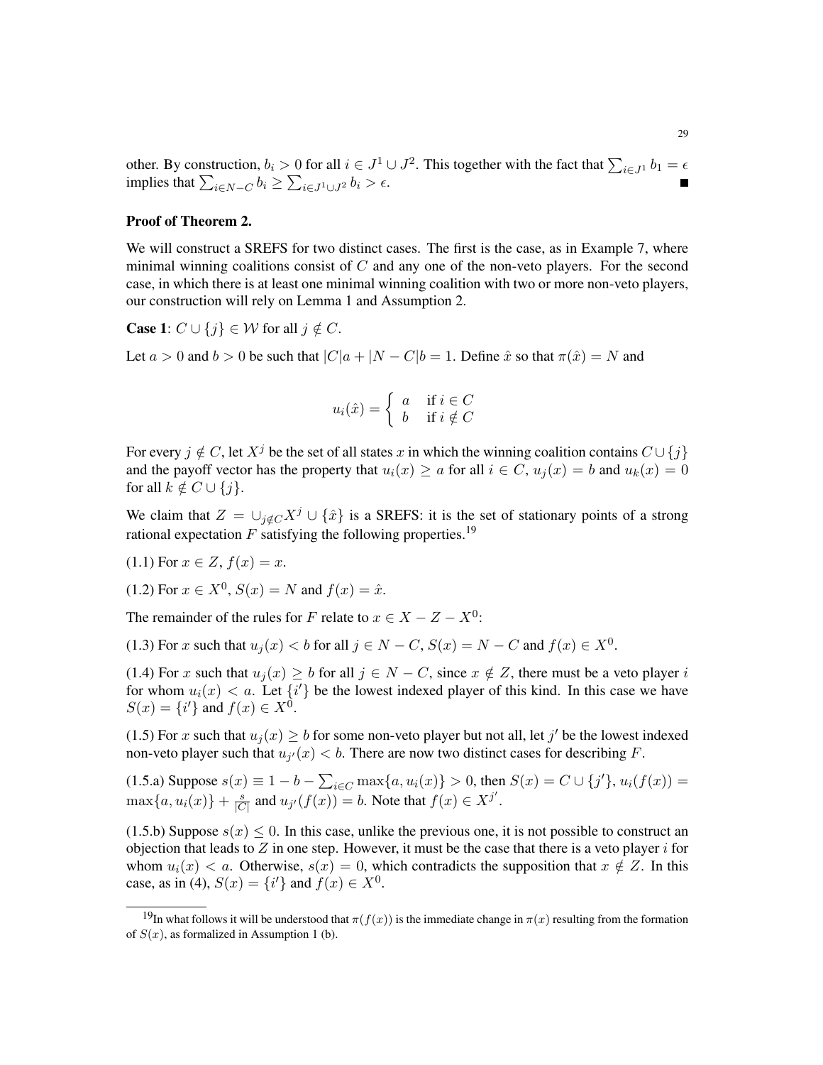other. By construction, $b_i > 0$ for all $i \in J^1 \cup J^2$. This together with the fact that $\sum_{i \in J^1} b_1 = \epsilon$ implies that $\sum_{i \in N-C} b_i \geq \sum_{i \in J^1 \cup J^2} b_i > \epsilon$. ■

**Proof of Theorem 2.**

We will construct a SREFS for two distinct cases. The first is the case, as in Example 7, where minimal winning coalitions consist of $C$ and any one of the non-veto players. For the second case, in which there is at least one minimal winning coalition with two or more non-veto players, our construction will rely on Lemma 1 and Assumption 2.

**Case 1**: $C \cup \{j\} \in \mathcal{W}$ for all $j \notin C$.

Let $a > 0$ and $b > 0$ be such that $|C|a + |N - C|b = 1$. Define $\hat{x}$ so that $\pi(\hat{x}) = N$ and

$$u_i(\hat{x}) = \begin{cases} a & \text{if } i \in C \\ b & \text{if } i \notin C \end{cases}$$

For every $j \notin C$, let $X^j$ be the set of all states $x$ in which the winning coalition contains $C \cup \{j\}$ and the payoff vector has the property that $u_i(x) \geq a$ for all $i \in C$, $u_j(x) = b$ and $u_k(x) = 0$ for all $k \notin C \cup \{j\}$.

We claim that $Z = \cup_{j \notin C} X^j \cup \{\hat{x}\}$ is a SREFS: it is the set of stationary points of a strong rational expectation $F$ satisfying the following properties.[19]

(1.1) For $x \in Z$, $f(x) = x$.

(1.2) For $x \in X^0$, $S(x) = N$ and $f(x) = \hat{x}$.

The remainder of the rules for $F$ relate to $x \in X - Z - X^0$:

(1.3) For $x$ such that $u_j(x) < b$ for all $j \in N - C$, $S(x) = N - C$ and $f(x) \in X^0$.

(1.4) For $x$ such that $u_j(x) \geq b$ for all $j \in N - C$, since $x \notin Z$, there must be a veto player $i$ for whom $u_i(x) < a$. Let $\{i'\}$ be the lowest indexed player of this kind. In this case we have $S(x) = \{i'\}$ and $f(x) \in X^0$.

(1.5) For $x$ such that $u_j(x) \geq b$ for some non-veto player but not all, let $j'$ be the lowest indexed non-veto player such that $u_{j'}(x) < b$. There are now two distinct cases for describing $F$.

(1.5.a) Suppose $s(x) \equiv 1 - b - \sum_{i \in C} \max\{a, u_i(x)\} > 0$, then $S(x) = C \cup \{j'\}$, $u_i(f(x)) = \max\{a, u_i(x)\} + \frac{s}{|C|}$ and $u_{j'}(f(x)) = b$. Note that $f(x) \in X^{j'}$.

(1.5.b) Suppose $s(x) \leq 0$. In this case, unlike the previous one, it is not possible to construct an objection that leads to $Z$ in one step. However, it must be the case that there is a veto player $i$ for whom $u_i(x) < a$. Otherwise, $s(x) = 0$, which contradicts the supposition that $x \notin Z$. In this case, as in (4), $S(x) = \{i'\}$ and $f(x) \in X^0$.

[19] In what follows it will be understood that $\pi(f(x))$ is the immediate change in $\pi(x)$ resulting from the formation of $S(x)$, as formalized in Assumption 1 (b).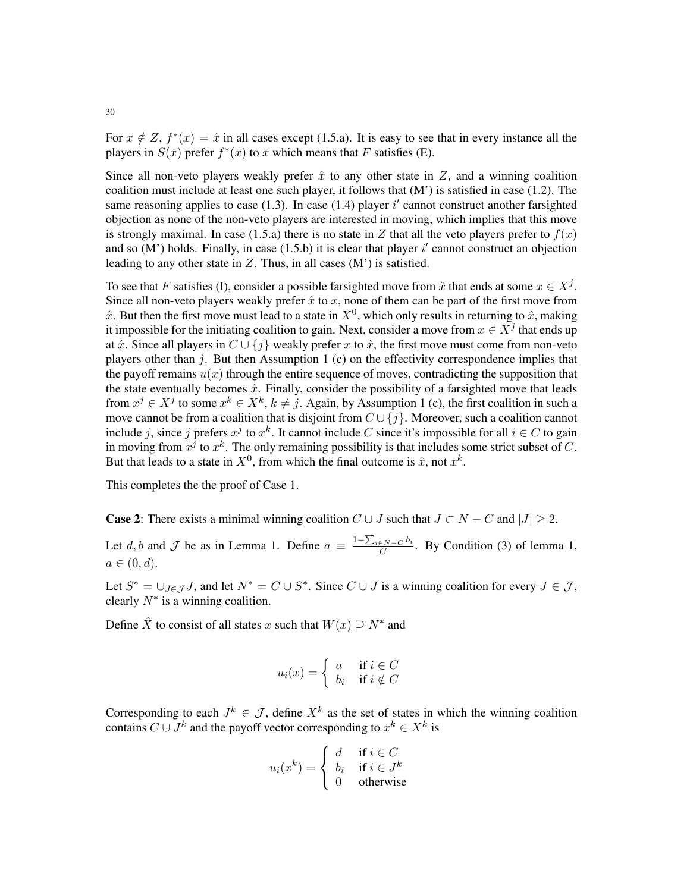For $x \notin Z$, $f^*(x) = \hat{x}$ in all cases except (1.5.a). It is easy to see that in every instance all the players in $S(x)$ prefer $f^*(x)$ to $x$ which means that $F$ satisfies (E).

Since all non-veto players weakly prefer $\hat{x}$ to any other state in $Z$, and a winning coalition coalition must include at least one such player, it follows that (M') is satisfied in case (1.2). The same reasoning applies to case (1.3). In case (1.4) player $i'$ cannot construct another farsighted objection as none of the non-veto players are interested in moving, which implies that this move is strongly maximal. In case (1.5.a) there is no state in $Z$ that all the veto players prefer to $f(x)$ and so (M') holds. Finally, in case (1.5.b) it is clear that player $i'$ cannot construct an objection leading to any other state in $Z$. Thus, in all cases (M') is satisfied.

To see that $F$ satisfies (I), consider a possible farsighted move from $\hat{x}$ that ends at some $x \in X^j$. Since all non-veto players weakly prefer $\hat{x}$ to $x$, none of them can be part of the first move from $\hat{x}$. But then the first move must lead to a state in $X^0$, which only results in returning to $\hat{x}$, making it impossible for the initiating coalition to gain. Next, consider a move from $x \in X^j$ that ends up at $\hat{x}$. Since all players in $C \cup \{j\}$ weakly prefer $x$ to $\hat{x}$, the first move must come from non-veto players other than $j$. But then Assumption 1 (c) on the effectivity correspondence implies that the payoff remains $u(x)$ through the entire sequence of moves, contradicting the supposition that the state eventually becomes $\hat{x}$. Finally, consider the possibility of a farsighted move that leads from $x^j \in X^j$ to some $x^k \in X^k$, $k \neq j$. Again, by Assumption 1 (c), the first coalition in such a move cannot be from a coalition that is disjoint from $C \cup \{j\}$. Moreover, such a coalition cannot include $j$, since $j$ prefers $x^j$ to $x^k$. It cannot include $C$ since it's impossible for all $i \in C$ to gain in moving from $x^j$ to $x^k$. The only remaining possibility is that includes some strict subset of $C$. But that leads to a state in $X^0$, from which the final outcome is $\hat{x}$, not $x^k$.

This completes the the proof of Case 1.

**Case 2**: There exists a minimal winning coalition $C \cup J$ such that $J \subset N - C$ and $|J| \geq 2$.

Let $d, b$ and $\mathcal{J}$ be as in Lemma 1. Define $a \equiv \frac{1 - \sum_{i \in N-C} b_i}{|C|}$. By Condition (3) of lemma 1, $a \in (0, d)$.

Let $S^* = \cup_{J \in \mathcal{J}} J$, and let $N^* = C \cup S^*$. Since $C \cup J$ is a winning coalition for every $J \in \mathcal{J}$, clearly $N^*$ is a winning coalition.

Define $\hat{X}$ to consist of all states $x$ such that $W(x) \supseteq N^*$ and

$$u_i(x) = \begin{cases} a & \text{if } i \in C \\ b_i & \text{if } i \notin C \end{cases}$$

Corresponding to each $J^k \in \mathcal{J}$, define $X^k$ as the set of states in which the winning coalition contains $C \cup J^k$ and the payoff vector corresponding to $x^k \in X^k$ is

$$u_i(x^k) = \begin{cases} d & \text{if } i \in C \\ b_i & \text{if } i \in J^k \\ 0 & \text{otherwise} \end{cases}$$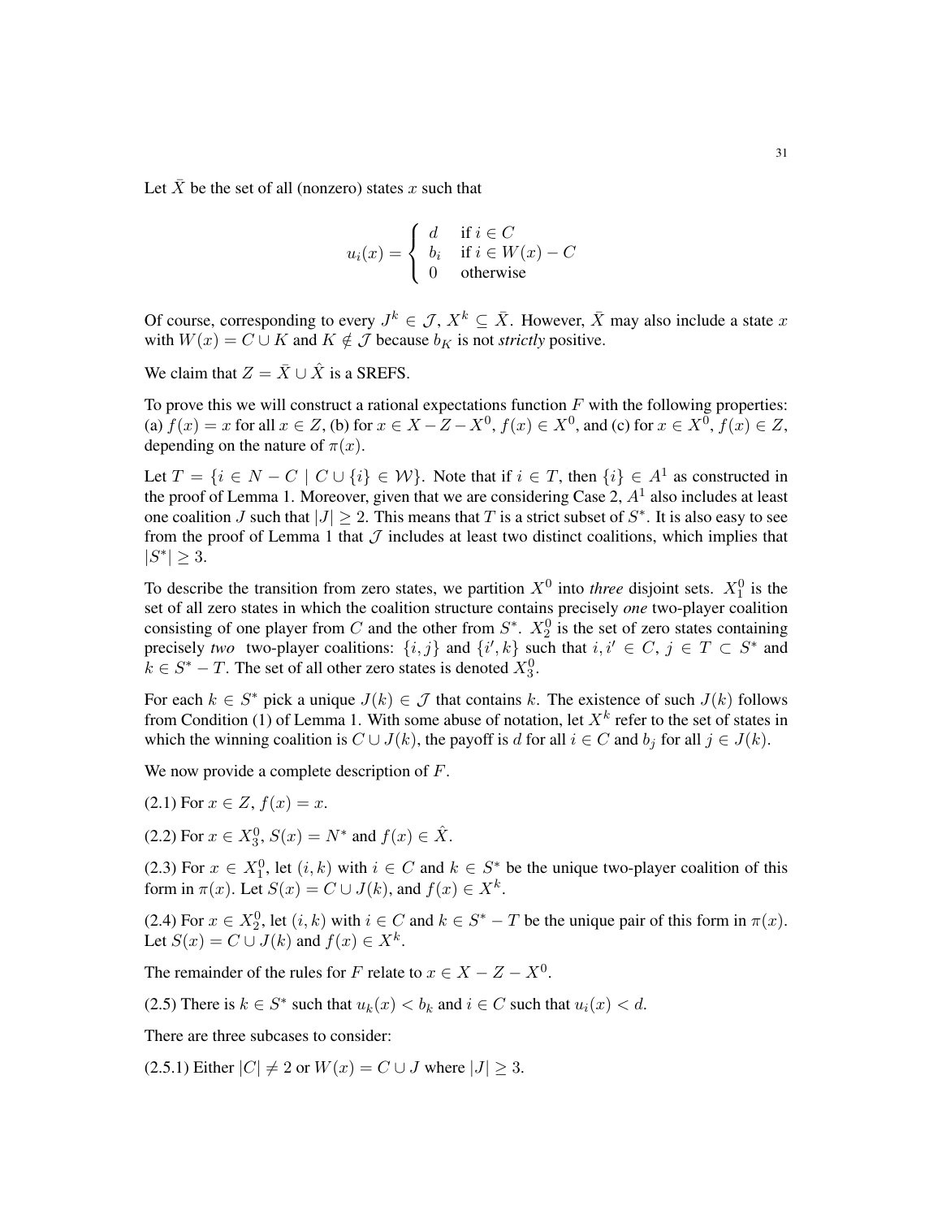Let $\bar{X}$ be the set of all (nonzero) states $x$ such that

$$u_i(x) = \begin{cases} d & \text{if } i \in C \\ b_i & \text{if } i \in W(x) - C \\ 0 & \text{otherwise} \end{cases}$$

Of course, corresponding to every $J^k \in \mathcal{J}$, $X^k \subseteq \bar{X}$. However, $\bar{X}$ may also include a state $x$ with $W(x) = C \cup K$ and $K \notin \mathcal{J}$ because $b_K$ is not *strictly* positive.

We claim that $Z = \bar{X} \cup \hat{X}$ is a SREFS.

To prove this we will construct a rational expectations function $F$ with the following properties: (a) $f(x) = x$ for all $x \in Z$, (b) for $x \in X - Z - X^0$, $f(x) \in X^0$, and (c) for $x \in X^0$, $f(x) \in Z$, depending on the nature of $\pi(x)$.

Let $T = \{i \in N - C \mid C \cup \{i\} \in \mathcal{W}\}$. Note that if $i \in T$, then $\{i\} \in A^1$ as constructed in the proof of Lemma 1. Moreover, given that we are considering Case 2, $A^1$ also includes at least one coalition $J$ such that $|J| \geq 2$. This means that $T$ is a strict subset of $S^*$. It is also easy to see from the proof of Lemma 1 that $\mathcal{J}$ includes at least two distinct coalitions, which implies that $|S^*| \geq 3$.

To describe the transition from zero states, we partition $X^0$ into *three* disjoint sets. $X_1^0$ is the set of all zero states in which the coalition structure contains precisely *one* two-player coalition consisting of one player from $C$ and the other from $S^*$. $X_2^0$ is the set of zero states containing precisely *two* two-player coalitions: $\{i, j\}$ and $\{i', k\}$ such that $i, i' \in C$, $j \in T \subset S^*$ and $k \in S^* - T$. The set of all other zero states is denoted $X_3^0$.

For each $k \in S^*$ pick a unique $J(k) \in \mathcal{J}$ that contains $k$. The existence of such $J(k)$ follows from Condition (1) of Lemma 1. With some abuse of notation, let $X^k$ refer to the set of states in which the winning coalition is $C \cup J(k)$, the payoff is $d$ for all $i \in C$ and $b_j$ for all $j \in J(k)$.

We now provide a complete description of $F$.

(2.1) For $x \in Z$, $f(x) = x$.

(2.2) For $x \in X_3^0$, $S(x) = N^*$ and $f(x) \in \hat{X}$.

(2.3) For $x \in X_1^0$, let $(i, k)$ with $i \in C$ and $k \in S^*$ be the unique two-player coalition of this form in $\pi(x)$. Let $S(x) = C \cup J(k)$, and $f(x) \in X^k$.

(2.4) For $x \in X_2^0$, let $(i, k)$ with $i \in C$ and $k \in S^* - T$ be the unique pair of this form in $\pi(x)$. Let $S(x) = C \cup J(k)$ and $f(x) \in X^k$.

The remainder of the rules for $F$ relate to $x \in X - Z - X^0$.

(2.5) There is $k \in S^*$ such that $u_k(x) < b_k$ and $i \in C$ such that $u_i(x) < d$.

There are three subcases to consider:

(2.5.1) Either $|C| \neq 2$ or $W(x) = C \cup J$ where $|J| \geq 3$.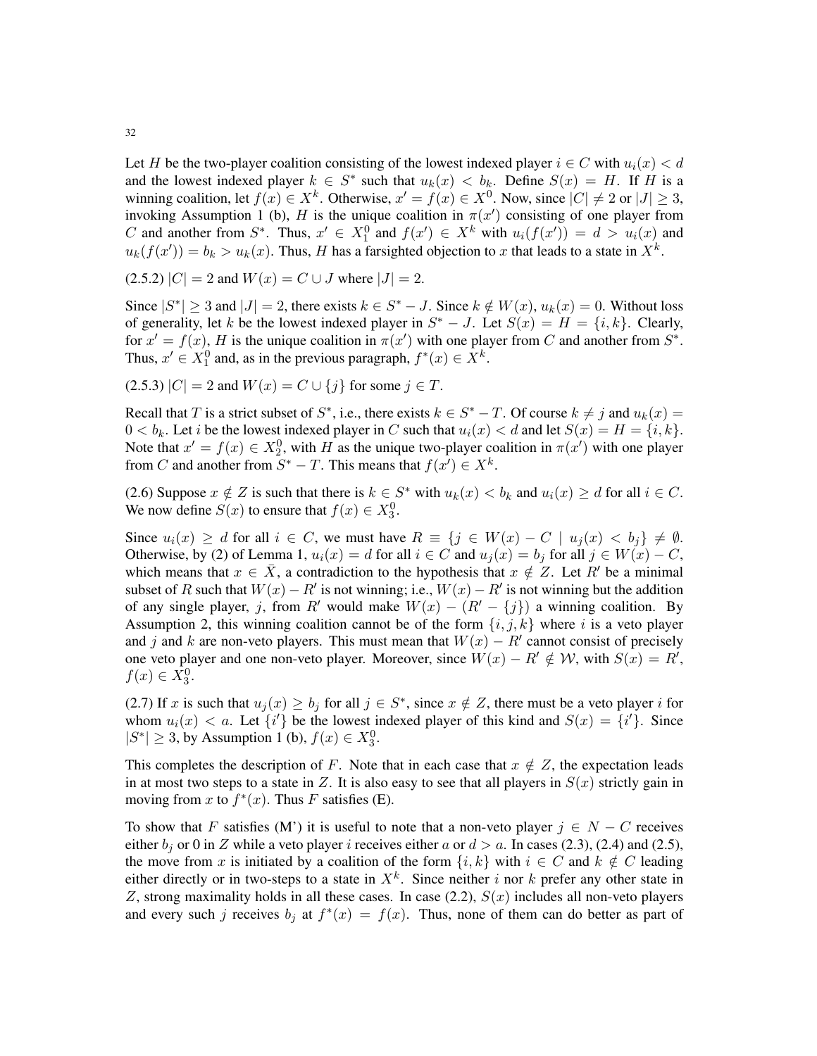Let $H$ be the two-player coalition consisting of the lowest indexed player $i \in C$ with $u_i(x) < d$ and the lowest indexed player $k \in S^*$ such that $u_k(x) < b_k$. Define $S(x) = H$. If $H$ is a winning coalition, let $f(x) \in X^k$. Otherwise, $x' = f(x) \in X^0$. Now, since $|C| \neq 2$ or $|J| \geq 3$, invoking Assumption 1 (b), $H$ is the unique coalition in $\pi(x')$ consisting of one player from $C$ and another from $S^*$. Thus, $x' \in X_1^0$ and $f(x') \in X^k$ with $u_i(f(x')) = d > u_i(x)$ and $u_k(f(x')) = b_k > u_k(x)$. Thus, $H$ has a farsighted objection to $x$ that leads to a state in $X^k$.

(2.5.2) $|C| = 2$ and $W(x) = C \cup J$ where $|J| = 2$.

Since $|S^*| \geq 3$ and $|J| = 2$, there exists $k \in S^* - J$. Since $k \notin W(x)$, $u_k(x) = 0$. Without loss of generality, let $k$ be the lowest indexed player in $S^* - J$. Let $S(x) = H = \{i, k\}$. Clearly, for $x' = f(x)$, $H$ is the unique coalition in $\pi(x')$ with one player from $C$ and another from $S^*$. Thus, $x' \in X_1^0$ and, as in the previous paragraph, $f^*(x) \in X^k$.

(2.5.3) $|C| = 2$ and $W(x) = C \cup \{j\}$ for some $j \in T$.

Recall that $T$ is a strict subset of $S^*$, i.e., there exists $k \in S^* - T$. Of course $k \neq j$ and $u_k(x) = 0 < b_k$. Let $i$ be the lowest indexed player in $C$ such that $u_i(x) < d$ and let $S(x) = H = \{i, k\}$. Note that $x' = f(x) \in X_2^0$, with $H$ as the unique two-player coalition in $\pi(x')$ with one player from $C$ and another from $S^* - T$. This means that $f(x') \in X^k$.

(2.6) Suppose $x \notin Z$ is such that there is $k \in S^*$ with $u_k(x) < b_k$ and $u_i(x) \geq d$ for all $i \in C$. We now define $S(x)$ to ensure that $f(x) \in X_3^0$.

Since $u_i(x) \geq d$ for all $i \in C$, we must have $R \equiv \{j \in W(x) - C \mid u_j(x) < b_j\} \neq \emptyset$. Otherwise, by (2) of Lemma 1, $u_i(x) = d$ for all $i \in C$ and $u_j(x) = b_j$ for all $j \in W(x) - C$, which means that $x \in \bar{X}$, a contradiction to the hypothesis that $x \notin Z$. Let $R'$ be a minimal subset of $R$ such that $W(x) - R'$ is not winning; i.e., $W(x) - R'$ is not winning but the addition of any single player, $j$, from $R'$ would make $W(x) - (R' - \{j\})$ a winning coalition. By Assumption 2, this winning coalition cannot be of the form $\{i, j, k\}$ where $i$ is a veto player and $j$ and $k$ are non-veto players. This must mean that $W(x) - R'$ cannot consist of precisely one veto player and one non-veto player. Moreover, since $W(x) - R' \notin \mathcal{W}$, with $S(x) = R'$, $f(x) \in X_3^0$.

(2.7) If $x$ is such that $u_j(x) \geq b_j$ for all $j \in S^*$, since $x \notin Z$, there must be a veto player $i$ for whom $u_i(x) < a$. Let $\{i'\}$ be the lowest indexed player of this kind and $S(x) = \{i'\}$. Since $|S^*| \geq 3$, by Assumption 1 (b), $f(x) \in X_3^0$.

This completes the description of $F$. Note that in each case that $x \notin Z$, the expectation leads in at most two steps to a state in $Z$. It is also easy to see that all players in $S(x)$ strictly gain in moving from $x$ to $f^*(x)$. Thus $F$ satisfies (E).

To show that $F$ satisfies (M') it is useful to note that a non-veto player $j \in N - C$ receives either $b_j$ or 0 in $Z$ while a veto player $i$ receives either $a$ or $d > a$. In cases (2.3), (2.4) and (2.5), the move from $x$ is initiated by a coalition of the form $\{i, k\}$ with $i \in C$ and $k \notin C$ leading either directly or in two-steps to a state in $X^k$. Since neither $i$ nor $k$ prefer any other state in $Z$, strong maximality holds in all these cases. In case (2.2), $S(x)$ includes all non-veto players and every such $j$ receives $b_j$ at $f^*(x) = f(x)$. Thus, none of them can do better as part of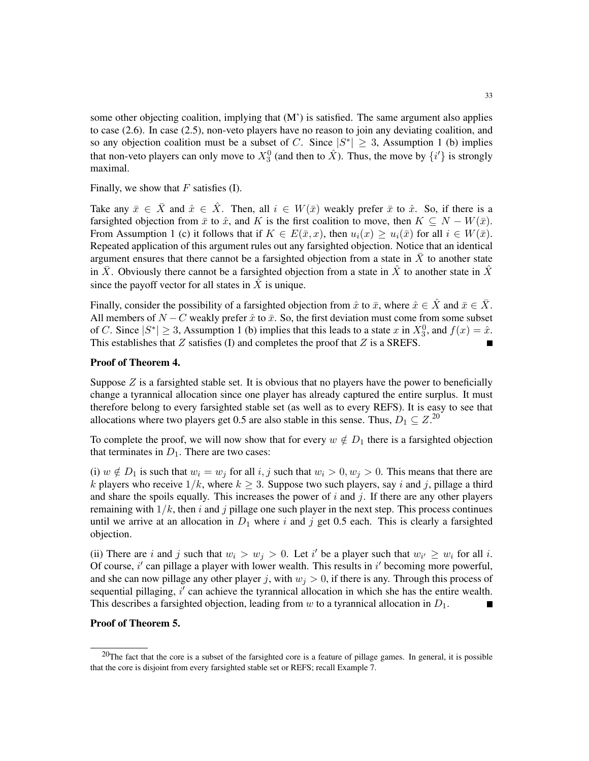some other objecting coalition, implying that (M') is satisfied. The same argument also applies to case (2.6). In case (2.5), non-veto players have no reason to join any deviating coalition, and so any objection coalition must be a subset of $C$. Since $|S^*| \geq 3$, Assumption 1 (b) implies that non-veto players can only move to $X_3^0$ (and then to $\hat{X}$). Thus, the move by $\{i'\}$ is strongly maximal.

Finally, we show that $F$ satisfies (I).

Take any $\bar{x} \in \bar{X}$ and $\hat{x} \in \hat{X}$. Then, all $i \in W(\bar{x})$ weakly prefer $\bar{x}$ to $\hat{x}$. So, if there is a farsighted objection from $\bar{x}$ to $\hat{x}$, and $K$ is the first coalition to move, then $K \subseteq N - W(\bar{x})$. From Assumption 1 (c) it follows that if $K \in E(\bar{x}, x)$, then $u_i(x) \geq u_i(\bar{x})$ for all $i \in W(\bar{x})$. Repeated application of this argument rules out any farsighted objection. Notice that an identical argument ensures that there cannot be a farsighted objection from a state in $\bar{X}$ to another state in $\bar{X}$. Obviously there cannot be a farsighted objection from a state in $\hat{X}$ to another state in $\hat{X}$ since the payoff vector for all states in $\hat{X}$ is unique.

Finally, consider the possibility of a farsighted objection from $\hat{x}$ to $\bar{x}$, where $\hat{x} \in \hat{X}$ and $\bar{x} \in \bar{X}$. All members of $N - C$ weakly prefer $\hat{x}$ to $\bar{x}$. So, the first deviation must come from some subset of $C$. Since $|S^*| \geq 3$, Assumption 1 (b) implies that this leads to a state $x$ in $X_3^0$, and $f(x) = \hat{x}$. This establishes that $Z$ satisfies (I) and completes the proof that $Z$ is a SREFS. ∎

**Proof of Theorem 4.**

Suppose $Z$ is a farsighted stable set. It is obvious that no players have the power to beneficially change a tyrannical allocation since one player has already captured the entire surplus. It must therefore belong to every farsighted stable set (as well as to every REFS). It is easy to see that allocations where two players get 0.5 are also stable in this sense. Thus, $D_1 \subseteq Z$.[20]

To complete the proof, we will now show that for every $w \notin D_1$ there is a farsighted objection that terminates in $D_1$. There are two cases:

(i) $w \notin D_1$ is such that $w_i = w_j$ for all $i, j$ such that $w_i > 0, w_j > 0$. This means that there are $k$ players who receive $1/k$, where $k \geq 3$. Suppose two such players, say $i$ and $j$, pillage a third and share the spoils equally. This increases the power of $i$ and $j$. If there are any other players remaining with $1/k$, then $i$ and $j$ pillage one such player in the next step. This process continues until we arrive at an allocation in $D_1$ where $i$ and $j$ get 0.5 each. This is clearly a farsighted objection.

(ii) There are $i$ and $j$ such that $w_i > w_j > 0$. Let $i'$ be a player such that $w_{i'} \geq w_i$ for all $i$. Of course, $i'$ can pillage a player with lower wealth. This results in $i'$ becoming more powerful, and she can now pillage any other player $j$, with $w_j > 0$, if there is any. Through this process of sequential pillaging, $i'$ can achieve the tyrannical allocation in which she has the entire wealth. This describes a farsighted objection, leading from $w$ to a tyrannical allocation in $D_1$. ∎

**Proof of Theorem 5.**

[20] The fact that the core is a subset of the farsighted core is a feature of pillage games. In general, it is possible that the core is disjoint from every farsighted stable set or REFS; recall Example 7.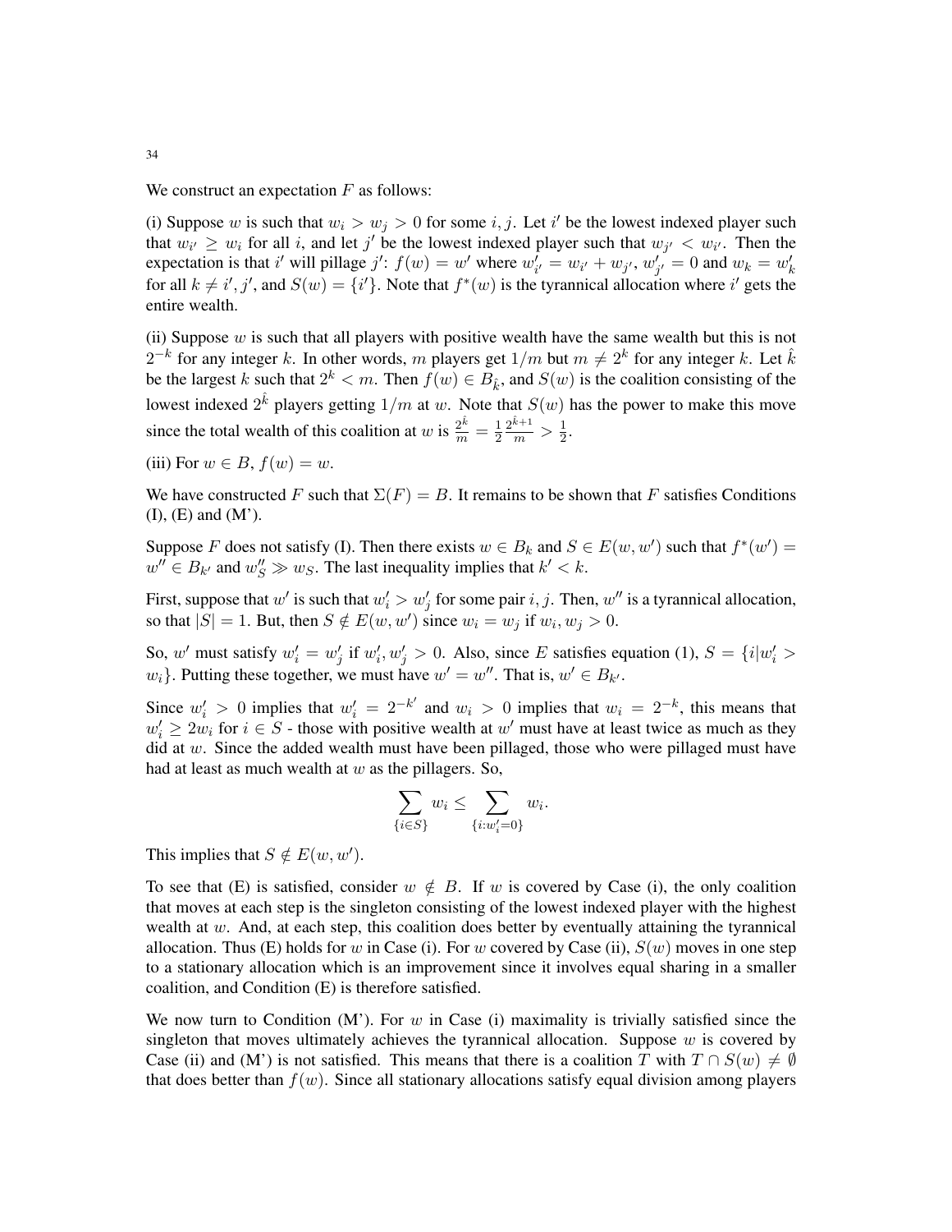We construct an expectation $F$ as follows:

(i) Suppose $w$ is such that $w_i > w_j > 0$ for some $i, j$. Let $i'$ be the lowest indexed player such that $w_{i'} \geq w_i$ for all $i$, and let $j'$ be the lowest indexed player such that $w_{j'} < w_{i'}$. Then the expectation is that $i'$ will pillage $j'$: $f(w) = w'$ where $w'_{i'} = w_{i'} + w_{j'}$, $w'_{j'} = 0$ and $w_k = w'_k$ for all $k \neq i', j'$, and $S(w) = \{i'\}$. Note that $f^*(w)$ is the tyrannical allocation where $i'$ gets the entire wealth.

(ii) Suppose $w$ is such that all players with positive wealth have the same wealth but this is not $2^{-k}$ for any integer $k$. In other words, $m$ players get $1/m$ but $m \neq 2^k$ for any integer $k$. Let $\hat{k}$ be the largest $k$ such that $2^k < m$. Then $f(w) \in B_{\hat{k}}$, and $S(w)$ is the coalition consisting of the lowest indexed $2^{\hat{k}}$ players getting $1/m$ at $w$. Note that $S(w)$ has the power to make this move since the total wealth of this coalition at $w$ is $\frac{2^{\hat{k}}}{m} = \frac{1}{2}\frac{2^{\hat{k}+1}}{m} > \frac{1}{2}$.

(iii) For $w \in B$, $f(w) = w$.

We have constructed $F$ such that $\Sigma(F) = B$. It remains to be shown that $F$ satisfies Conditions (I), (E) and (M').

Suppose $F$ does not satisfy (I). Then there exists $w \in B_k$ and $S \in E(w, w')$ such that $f^*(w') = w'' \in B_{k'}$ and $w''_S \gg w_S$. The last inequality implies that $k' < k$.

First, suppose that $w'$ is such that $w'_i > w'_j$ for some pair $i, j$. Then, $w''$ is a tyrannical allocation, so that $|S| = 1$. But, then $S \notin E(w, w')$ since $w_i = w_j$ if $w_i, w_j > 0$.

So, $w'$ must satisfy $w'_i = w'_j$ if $w'_i, w'_j > 0$. Also, since $E$ satisfies equation (1), $S = \{i | w'_i > w_i\}$. Putting these together, we must have $w' = w''$. That is, $w' \in B_{k'}$.

Since $w'_i > 0$ implies that $w'_i = 2^{-k'}$ and $w_i > 0$ implies that $w_i = 2^{-k}$, this means that $w'_i \geq 2w_i$ for $i \in S$ - those with positive wealth at $w'$ must have at least twice as much as they did at $w$. Since the added wealth must have been pillaged, those who were pillaged must have had at least as much wealth at $w$ as the pillagers. So,

$$\sum_{\{i \in S\}} w_i \leq \sum_{\{i : w'_i = 0\}} w_i.$$

This implies that $S \notin E(w, w')$.

To see that (E) is satisfied, consider $w \notin B$. If $w$ is covered by Case (i), the only coalition that moves at each step is the singleton consisting of the lowest indexed player with the highest wealth at $w$. And, at each step, this coalition does better by eventually attaining the tyrannical allocation. Thus (E) holds for $w$ in Case (i). For $w$ covered by Case (ii), $S(w)$ moves in one step to a stationary allocation which is an improvement since it involves equal sharing in a smaller coalition, and Condition (E) is therefore satisfied.

We now turn to Condition (M'). For $w$ in Case (i) maximality is trivially satisfied since the singleton that moves ultimately achieves the tyrannical allocation. Suppose $w$ is covered by Case (ii) and (M') is not satisfied. This means that there is a coalition $T$ with $T \cap S(w) \neq \emptyset$ that does better than $f(w)$. Since all stationary allocations satisfy equal division among players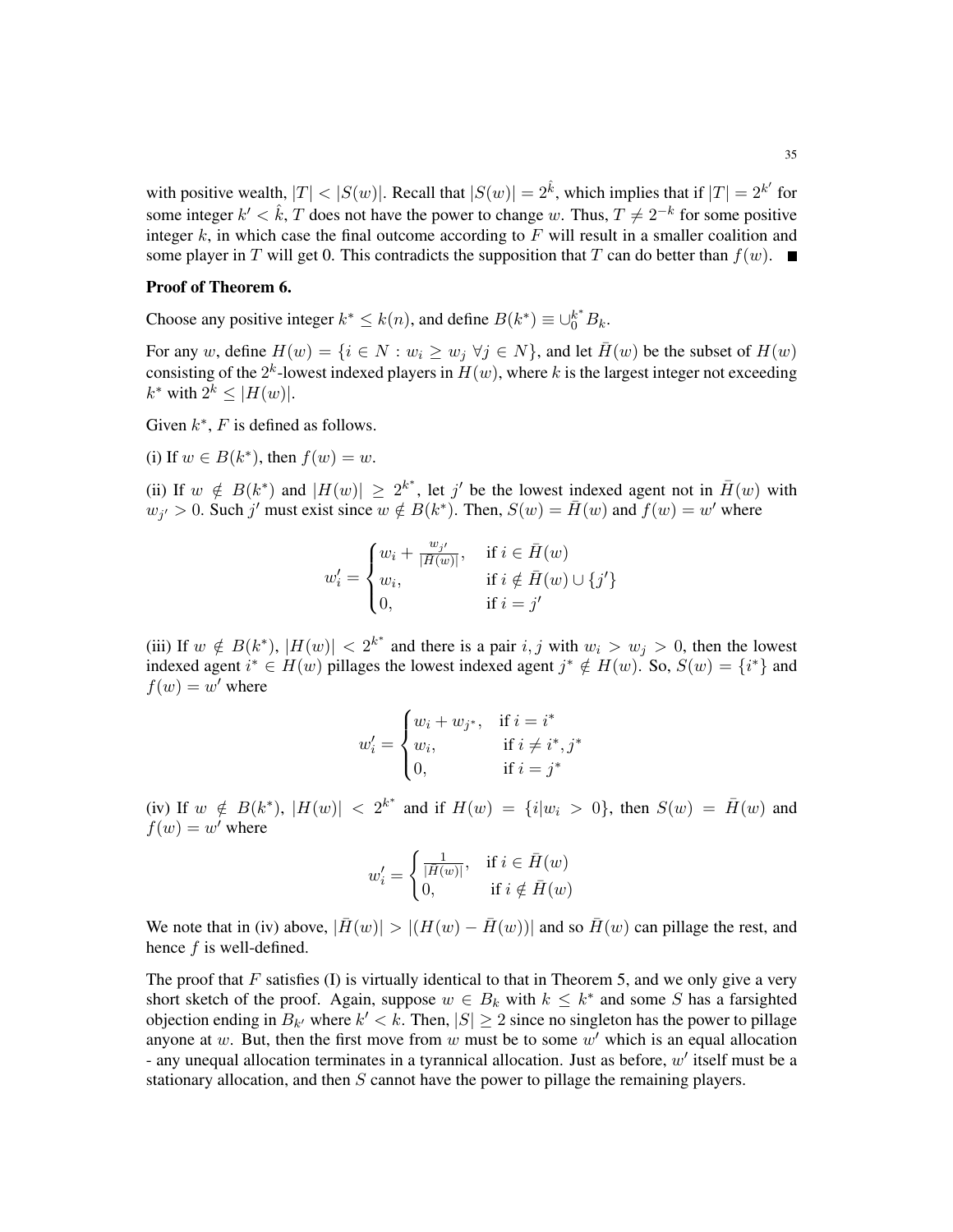with positive wealth, $|T| < |S(w)|$. Recall that $|S(w)| = 2^{\hat{k}}$, which implies that if $|T| = 2^{k'}$ for some integer $k' < \hat{k}$, $T$ does not have the power to change $w$. Thus, $T \neq 2^{-k}$ for some positive integer $k$, in which case the final outcome according to $F$ will result in a smaller coalition and some player in $T$ will get 0. This contradicts the supposition that $T$ can do better than $f(w)$. ■

**Proof of Theorem 6.**

Choose any positive integer $k^* \leq k(n)$, and define $B(k^*) \equiv \cup_0^{k^*} B_k$.

For any $w$, define $H(w) = \{i \in N : w_i \geq w_j \; \forall j \in N\}$, and let $\bar{H}(w)$ be the subset of $H(w)$ consisting of the $2^k$-lowest indexed players in $H(w)$, where $k$ is the largest integer not exceeding $k^*$ with $2^k \leq |H(w)|$.

Given $k^*$, $F$ is defined as follows.

(i) If $w \in B(k^*)$, then $f(w) = w$.

(ii) If $w \notin B(k^*)$ and $|H(w)| \geq 2^{k^*}$, let $j'$ be the lowest indexed agent not in $\bar{H}(w)$ with $w_{j'} > 0$. Such $j'$ must exist since $w \notin B(k^*)$. Then, $S(w) = \bar{H}(w)$ and $f(w) = w'$ where

$$w'_i = \begin{cases} w_i + \frac{w_{j'}}{|\bar{H}(w)|}, & \text{if } i \in \bar{H}(w) \\ w_i, & \text{if } i \notin \bar{H}(w) \cup \{j'\} \\ 0, & \text{if } i = j' \end{cases}$$

(iii) If $w \notin B(k^*)$, $|H(w)| < 2^{k^*}$ and there is a pair $i, j$ with $w_i > w_j > 0$, then the lowest indexed agent $i^* \in H(w)$ pillages the lowest indexed agent $j^* \notin H(w)$. So, $S(w) = \{i^*\}$ and $f(w) = w'$ where

$$w'_i = \begin{cases} w_i + w_{j^*}, & \text{if } i = i^* \\ w_i, & \text{if } i \neq i^*, j^* \\ 0, & \text{if } i = j^* \end{cases}$$

(iv) If $w \notin B(k^*)$, $|H(w)| < 2^{k^*}$ and if $H(w) = \{i | w_i > 0\}$, then $S(w) = \bar{H}(w)$ and $f(w) = w'$ where

$$w'_i = \begin{cases} \frac{1}{|\bar{H}(w)|}, & \text{if } i \in \bar{H}(w) \\ 0, & \text{if } i \notin \bar{H}(w) \end{cases}$$

We note that in (iv) above, $|\bar{H}(w)| > |(H(w) - \bar{H}(w))|$ and so $\bar{H}(w)$ can pillage the rest, and hence $f$ is well-defined.

The proof that $F$ satisfies (I) is virtually identical to that in Theorem 5, and we only give a very short sketch of the proof. Again, suppose $w \in B_k$ with $k \leq k^*$ and some $S$ has a farsighted objection ending in $B_{k'}$ where $k' < k$. Then, $|S| \geq 2$ since no singleton has the power to pillage anyone at $w$. But, then the first move from $w$ must be to some $w'$ which is an equal allocation - any unequal allocation terminates in a tyrannical allocation. Just as before, $w'$ itself must be a stationary allocation, and then $S$ cannot have the power to pillage the remaining players.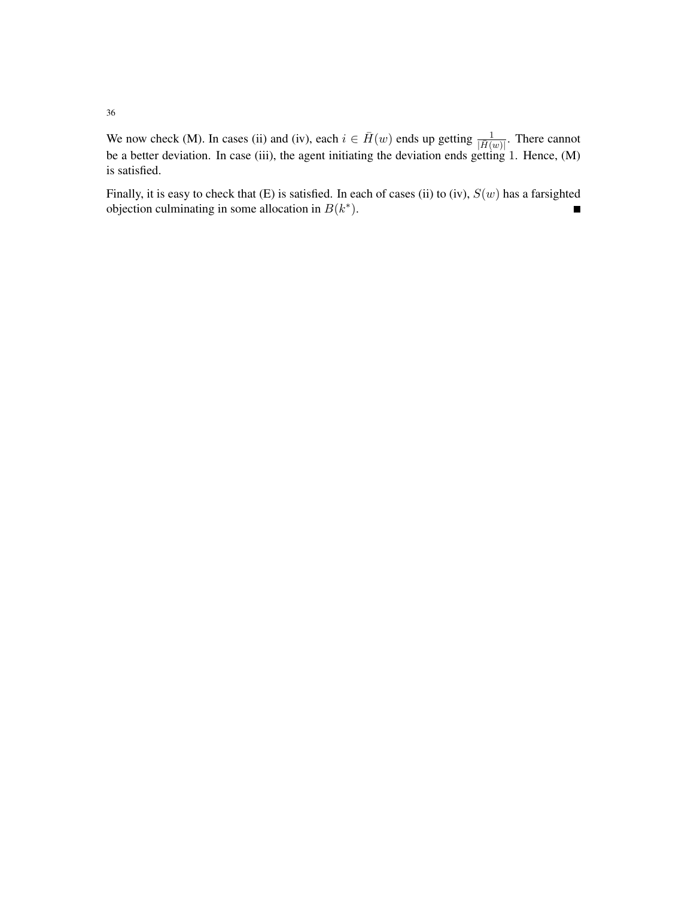We now check (M). In cases (ii) and (iv), each $i \in \bar{H}(w)$ ends up getting $\frac{1}{|H(w)|}$. There cannot be a better deviation. In case (iii), the agent initiating the deviation ends getting 1. Hence, (M) is satisfied.

Finally, it is easy to check that (E) is satisfied. In each of cases (ii) to (iv), $S(w)$ has a farsighted objection culminating in some allocation in $B(k^*)$. ■